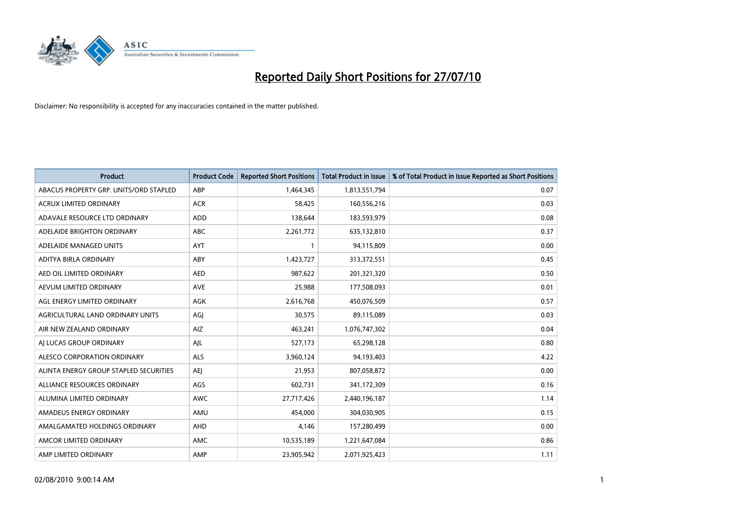# Reported Daily Short Positions for 27/07/10

Disclaimer: No responsibility is accepted for any inaccuracies contained in the matter published.

| Product | Product Code | Reported Short Positions | Total Product in Issue | % of Total Product in Issue Reported as Short Positions |
|---|---|---|---|---|
| ABACUS PROPERTY GRP. UNITS/ORD STAPLED | ABP | 1,464,345 | 1,813,551,794 | 0.07 |
| ACRUX LIMITED ORDINARY | ACR | 58,425 | 160,556,216 | 0.03 |
| ADAVALE RESOURCE LTD ORDINARY | ADD | 138,644 | 183,593,979 | 0.08 |
| ADELAIDE BRIGHTON ORDINARY | ABC | 2,261,772 | 635,132,810 | 0.37 |
| ADELAIDE MANAGED UNITS | AYT | 1 | 94,115,809 | 0.00 |
| ADITYA BIRLA ORDINARY | ABY | 1,423,727 | 313,372,551 | 0.45 |
| AED OIL LIMITED ORDINARY | AED | 987,622 | 201,321,320 | 0.50 |
| AEVUM LIMITED ORDINARY | AVE | 25,988 | 177,508,093 | 0.01 |
| AGL ENERGY LIMITED ORDINARY | AGK | 2,616,768 | 450,076,509 | 0.57 |
| AGRICULTURAL LAND ORDINARY UNITS | AGJ | 30,575 | 89,115,089 | 0.03 |
| AIR NEW ZEALAND ORDINARY | AIZ | 463,241 | 1,076,747,302 | 0.04 |
| AJ LUCAS GROUP ORDINARY | AJL | 527,173 | 65,298,128 | 0.80 |
| ALESCO CORPORATION ORDINARY | ALS | 3,960,124 | 94,193,403 | 4.22 |
| ALINTA ENERGY GROUP STAPLED SECURITIES | AEJ | 21,953 | 807,058,872 | 0.00 |
| ALLIANCE RESOURCES ORDINARY | AGS | 602,731 | 341,172,309 | 0.16 |
| ALUMINA LIMITED ORDINARY | AWC | 27,717,426 | 2,440,196,187 | 1.14 |
| AMADEUS ENERGY ORDINARY | AMU | 454,000 | 304,030,905 | 0.15 |
| AMALGAMATED HOLDINGS ORDINARY | AHD | 4,146 | 157,280,499 | 0.00 |
| AMCOR LIMITED ORDINARY | AMC | 10,535,189 | 1,221,647,084 | 0.86 |
| AMP LIMITED ORDINARY | AMP | 23,905,942 | 2,071,925,423 | 1.11 |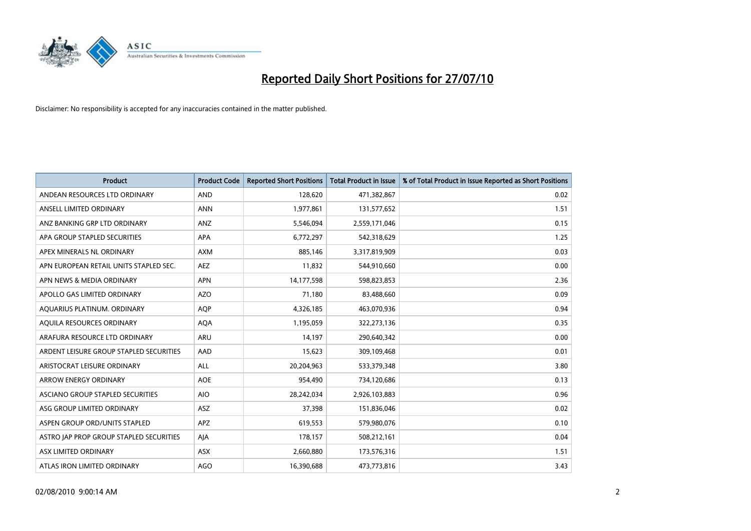# Reported Daily Short Positions for 27/07/10

Disclaimer: No responsibility is accepted for any inaccuracies contained in the matter published.

| Product | Product Code | Reported Short Positions | Total Product in Issue | % of Total Product in Issue Reported as Short Positions |
|---|---|---|---|---|
| ANDEAN RESOURCES LTD ORDINARY | AND | 128,620 | 471,382,867 | 0.02 |
| ANSELL LIMITED ORDINARY | ANN | 1,977,861 | 131,577,652 | 1.51 |
| ANZ BANKING GRP LTD ORDINARY | ANZ | 5,546,094 | 2,559,171,046 | 0.15 |
| APA GROUP STAPLED SECURITIES | APA | 6,772,297 | 542,318,629 | 1.25 |
| APEX MINERALS NL ORDINARY | AXM | 885,146 | 3,317,819,909 | 0.03 |
| APN EUROPEAN RETAIL UNITS STAPLED SEC. | AEZ | 11,832 | 544,910,660 | 0.00 |
| APN NEWS & MEDIA ORDINARY | APN | 14,177,598 | 598,823,853 | 2.36 |
| APOLLO GAS LIMITED ORDINARY | AZO | 71,180 | 83,488,660 | 0.09 |
| AQUARIUS PLATINUM. ORDINARY | AQP | 4,326,185 | 463,070,936 | 0.94 |
| AQUILA RESOURCES ORDINARY | AQA | 1,195,059 | 322,273,136 | 0.35 |
| ARAFURA RESOURCE LTD ORDINARY | ARU | 14,197 | 290,640,342 | 0.00 |
| ARDENT LEISURE GROUP STAPLED SECURITIES | AAD | 15,623 | 309,109,468 | 0.01 |
| ARISTOCRAT LEISURE ORDINARY | ALL | 20,204,963 | 533,379,348 | 3.80 |
| ARROW ENERGY ORDINARY | AOE | 954,490 | 734,120,686 | 0.13 |
| ASCIANO GROUP STAPLED SECURITIES | AIO | 28,242,034 | 2,926,103,883 | 0.96 |
| ASG GROUP LIMITED ORDINARY | ASZ | 37,398 | 151,836,046 | 0.02 |
| ASPEN GROUP ORD/UNITS STAPLED | APZ | 619,553 | 579,980,076 | 0.10 |
| ASTRO JAP PROP GROUP STAPLED SECURITIES | AJA | 178,157 | 508,212,161 | 0.04 |
| ASX LIMITED ORDINARY | ASX | 2,660,880 | 173,576,316 | 1.51 |
| ATLAS IRON LIMITED ORDINARY | AGO | 16,390,688 | 473,773,816 | 3.43 |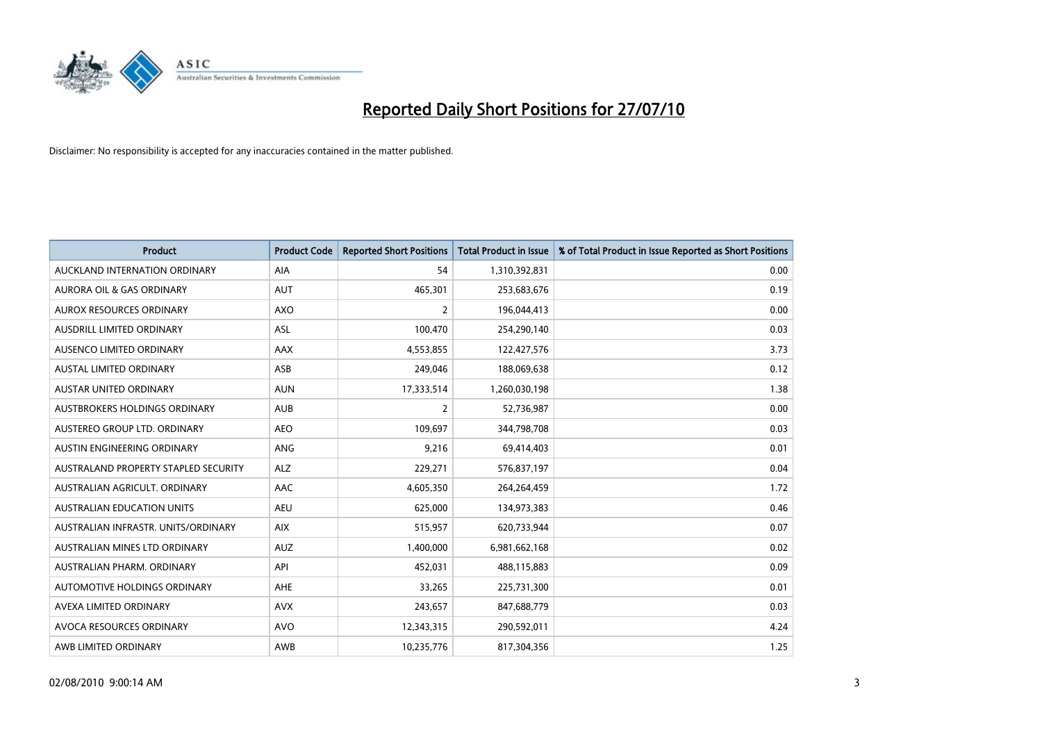# Reported Daily Short Positions for 27/07/10

Disclaimer: No responsibility is accepted for any inaccuracies contained in the matter published.

| Product | Product Code | Reported Short Positions | Total Product in Issue | % of Total Product in Issue Reported as Short Positions |
|---|---|---|---|---|
| AUCKLAND INTERNATION ORDINARY | AIA | 54 | 1,310,392,831 | 0.00 |
| AURORA OIL & GAS ORDINARY | AUT | 465,301 | 253,683,676 | 0.19 |
| AUROX RESOURCES ORDINARY | AXO | 2 | 196,044,413 | 0.00 |
| AUSDRILL LIMITED ORDINARY | ASL | 100,470 | 254,290,140 | 0.03 |
| AUSENCO LIMITED ORDINARY | AAX | 4,553,855 | 122,427,576 | 3.73 |
| AUSTAL LIMITED ORDINARY | ASB | 249,046 | 188,069,638 | 0.12 |
| AUSTAR UNITED ORDINARY | AUN | 17,333,514 | 1,260,030,198 | 1.38 |
| AUSTBROKERS HOLDINGS ORDINARY | AUB | 2 | 52,736,987 | 0.00 |
| AUSTEREO GROUP LTD. ORDINARY | AEO | 109,697 | 344,798,708 | 0.03 |
| AUSTIN ENGINEERING ORDINARY | ANG | 9,216 | 69,414,403 | 0.01 |
| AUSTRALAND PROPERTY STAPLED SECURITY | ALZ | 229,271 | 576,837,197 | 0.04 |
| AUSTRALIAN AGRICULT. ORDINARY | AAC | 4,605,350 | 264,264,459 | 1.72 |
| AUSTRALIAN EDUCATION UNITS | AEU | 625,000 | 134,973,383 | 0.46 |
| AUSTRALIAN INFRASTR. UNITS/ORDINARY | AIX | 515,957 | 620,733,944 | 0.07 |
| AUSTRALIAN MINES LTD ORDINARY | AUZ | 1,400,000 | 6,981,662,168 | 0.02 |
| AUSTRALIAN PHARM. ORDINARY | API | 452,031 | 488,115,883 | 0.09 |
| AUTOMOTIVE HOLDINGS ORDINARY | AHE | 33,265 | 225,731,300 | 0.01 |
| AVEXA LIMITED ORDINARY | AVX | 243,657 | 847,688,779 | 0.03 |
| AVOCA RESOURCES ORDINARY | AVO | 12,343,315 | 290,592,011 | 4.24 |
| AWB LIMITED ORDINARY | AWB | 10,235,776 | 817,304,356 | 1.25 |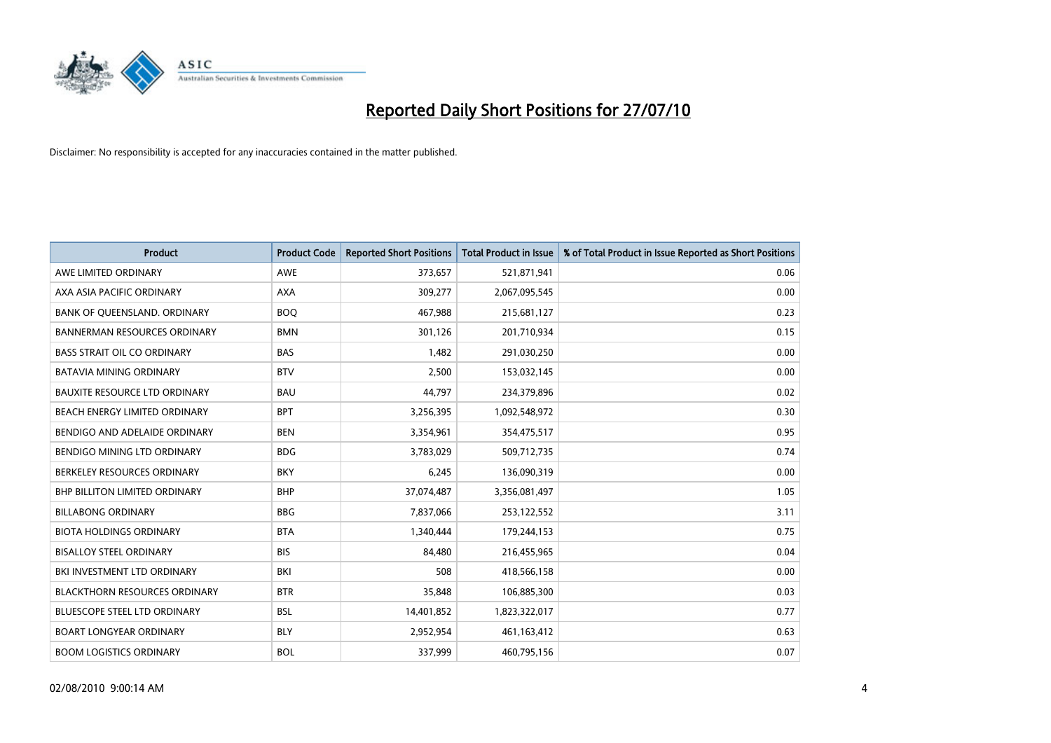# Reported Daily Short Positions for 27/07/10

Disclaimer: No responsibility is accepted for any inaccuracies contained in the matter published.

| Product | Product Code | Reported Short Positions | Total Product in Issue | % of Total Product in Issue Reported as Short Positions |
|---|---|---|---|---|
| AWE LIMITED ORDINARY | AWE | 373,657 | 521,871,941 | 0.06 |
| AXA ASIA PACIFIC ORDINARY | AXA | 309,277 | 2,067,095,545 | 0.00 |
| BANK OF QUEENSLAND. ORDINARY | BOQ | 467,988 | 215,681,127 | 0.23 |
| BANNERMAN RESOURCES ORDINARY | BMN | 301,126 | 201,710,934 | 0.15 |
| BASS STRAIT OIL CO ORDINARY | BAS | 1,482 | 291,030,250 | 0.00 |
| BATAVIA MINING ORDINARY | BTV | 2,500 | 153,032,145 | 0.00 |
| BAUXITE RESOURCE LTD ORDINARY | BAU | 44,797 | 234,379,896 | 0.02 |
| BEACH ENERGY LIMITED ORDINARY | BPT | 3,256,395 | 1,092,548,972 | 0.30 |
| BENDIGO AND ADELAIDE ORDINARY | BEN | 3,354,961 | 354,475,517 | 0.95 |
| BENDIGO MINING LTD ORDINARY | BDG | 3,783,029 | 509,712,735 | 0.74 |
| BERKELEY RESOURCES ORDINARY | BKY | 6,245 | 136,090,319 | 0.00 |
| BHP BILLITON LIMITED ORDINARY | BHP | 37,074,487 | 3,356,081,497 | 1.05 |
| BILLABONG ORDINARY | BBG | 7,837,066 | 253,122,552 | 3.11 |
| BIOTA HOLDINGS ORDINARY | BTA | 1,340,444 | 179,244,153 | 0.75 |
| BISALLOY STEEL ORDINARY | BIS | 84,480 | 216,455,965 | 0.04 |
| BKI INVESTMENT LTD ORDINARY | BKI | 508 | 418,566,158 | 0.00 |
| BLACKTHORN RESOURCES ORDINARY | BTR | 35,848 | 106,885,300 | 0.03 |
| BLUESCOPE STEEL LTD ORDINARY | BSL | 14,401,852 | 1,823,322,017 | 0.77 |
| BOART LONGYEAR ORDINARY | BLY | 2,952,954 | 461,163,412 | 0.63 |
| BOOM LOGISTICS ORDINARY | BOL | 337,999 | 460,795,156 | 0.07 |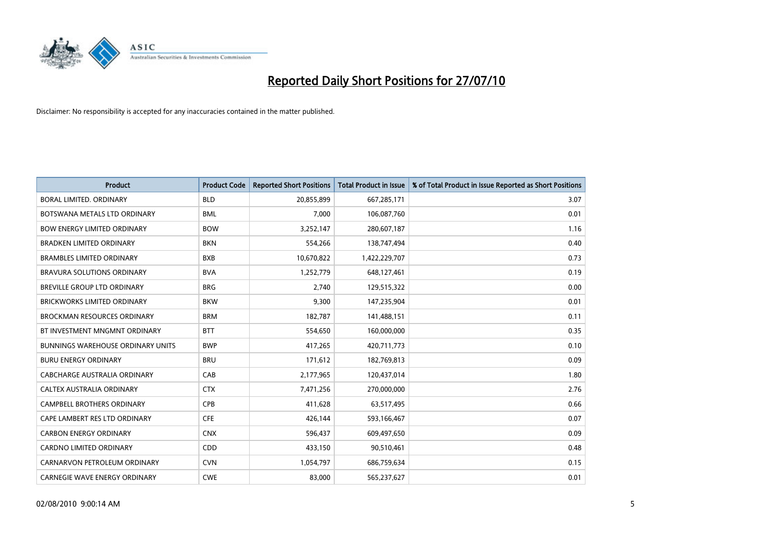# Reported Daily Short Positions for 27/07/10

Disclaimer: No responsibility is accepted for any inaccuracies contained in the matter published.

| Product | Product Code | Reported Short Positions | Total Product in Issue | % of Total Product in Issue Reported as Short Positions |
|---|---|---|---|---|
| BORAL LIMITED. ORDINARY | BLD | 20,855,899 | 667,285,171 | 3.07 |
| BOTSWANA METALS LTD ORDINARY | BML | 7,000 | 106,087,760 | 0.01 |
| BOW ENERGY LIMITED ORDINARY | BOW | 3,252,147 | 280,607,187 | 1.16 |
| BRADKEN LIMITED ORDINARY | BKN | 554,266 | 138,747,494 | 0.40 |
| BRAMBLES LIMITED ORDINARY | BXB | 10,670,822 | 1,422,229,707 | 0.73 |
| BRAVURA SOLUTIONS ORDINARY | BVA | 1,252,779 | 648,127,461 | 0.19 |
| BREVILLE GROUP LTD ORDINARY | BRG | 2,740 | 129,515,322 | 0.00 |
| BRICKWORKS LIMITED ORDINARY | BKW | 9,300 | 147,235,904 | 0.01 |
| BROCKMAN RESOURCES ORDINARY | BRM | 182,787 | 141,488,151 | 0.11 |
| BT INVESTMENT MNGMNT ORDINARY | BTT | 554,650 | 160,000,000 | 0.35 |
| BUNNINGS WAREHOUSE ORDINARY UNITS | BWP | 417,265 | 420,711,773 | 0.10 |
| BURU ENERGY ORDINARY | BRU | 171,612 | 182,769,813 | 0.09 |
| CABCHARGE AUSTRALIA ORDINARY | CAB | 2,177,965 | 120,437,014 | 1.80 |
| CALTEX AUSTRALIA ORDINARY | CTX | 7,471,256 | 270,000,000 | 2.76 |
| CAMPBELL BROTHERS ORDINARY | CPB | 411,628 | 63,517,495 | 0.66 |
| CAPE LAMBERT RES LTD ORDINARY | CFE | 426,144 | 593,166,467 | 0.07 |
| CARBON ENERGY ORDINARY | CNX | 596,437 | 609,497,650 | 0.09 |
| CARDNO LIMITED ORDINARY | CDD | 433,150 | 90,510,461 | 0.48 |
| CARNARVON PETROLEUM ORDINARY | CVN | 1,054,797 | 686,759,634 | 0.15 |
| CARNEGIE WAVE ENERGY ORDINARY | CWE | 83,000 | 565,237,627 | 0.01 |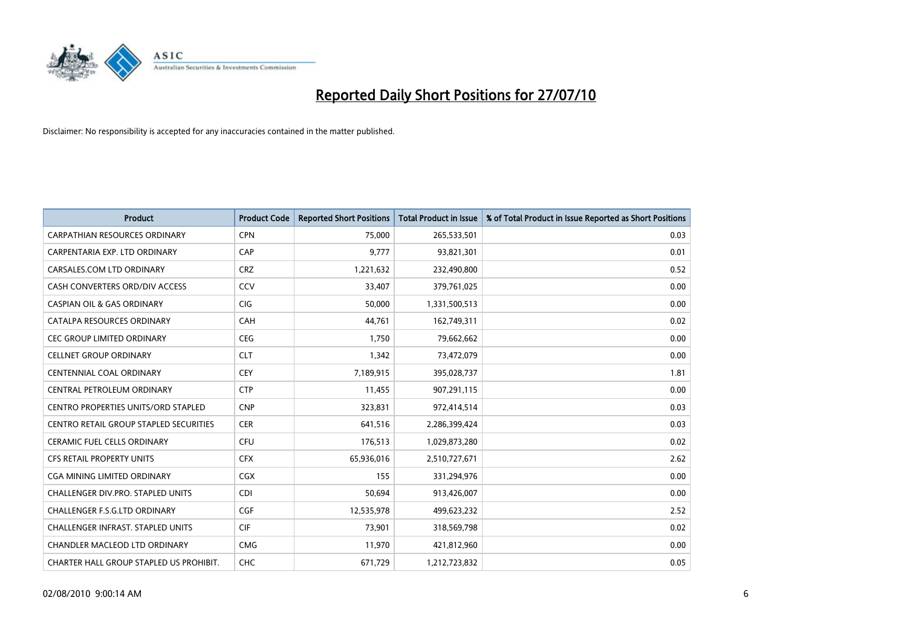# Reported Daily Short Positions for 27/07/10

Disclaimer: No responsibility is accepted for any inaccuracies contained in the matter published.

| Product | Product Code | Reported Short Positions | Total Product in Issue | % of Total Product in Issue Reported as Short Positions |
|---|---|---|---|---|
| CARPATHIAN RESOURCES ORDINARY | CPN | 75,000 | 265,533,501 | 0.03 |
| CARPENTARIA EXP. LTD ORDINARY | CAP | 9,777 | 93,821,301 | 0.01 |
| CARSALES.COM LTD ORDINARY | CRZ | 1,221,632 | 232,490,800 | 0.52 |
| CASH CONVERTERS ORD/DIV ACCESS | CCV | 33,407 | 379,761,025 | 0.00 |
| CASPIAN OIL & GAS ORDINARY | CIG | 50,000 | 1,331,500,513 | 0.00 |
| CATALPA RESOURCES ORDINARY | CAH | 44,761 | 162,749,311 | 0.02 |
| CEC GROUP LIMITED ORDINARY | CEG | 1,750 | 79,662,662 | 0.00 |
| CELLNET GROUP ORDINARY | CLT | 1,342 | 73,472,079 | 0.00 |
| CENTENNIAL COAL ORDINARY | CEY | 7,189,915 | 395,028,737 | 1.81 |
| CENTRAL PETROLEUM ORDINARY | CTP | 11,455 | 907,291,115 | 0.00 |
| CENTRO PROPERTIES UNITS/ORD STAPLED | CNP | 323,831 | 972,414,514 | 0.03 |
| CENTRO RETAIL GROUP STAPLED SECURITIES | CER | 641,516 | 2,286,399,424 | 0.03 |
| CERAMIC FUEL CELLS ORDINARY | CFU | 176,513 | 1,029,873,280 | 0.02 |
| CFS RETAIL PROPERTY UNITS | CFX | 65,936,016 | 2,510,727,671 | 2.62 |
| CGA MINING LIMITED ORDINARY | CGX | 155 | 331,294,976 | 0.00 |
| CHALLENGER DIV.PRO. STAPLED UNITS | CDI | 50,694 | 913,426,007 | 0.00 |
| CHALLENGER F.S.G.LTD ORDINARY | CGF | 12,535,978 | 499,623,232 | 2.52 |
| CHALLENGER INFRAST. STAPLED UNITS | CIF | 73,901 | 318,569,798 | 0.02 |
| CHANDLER MACLEOD LTD ORDINARY | CMG | 11,970 | 421,812,960 | 0.00 |
| CHARTER HALL GROUP STAPLED US PROHIBIT. | CHC | 671,729 | 1,212,723,832 | 0.05 |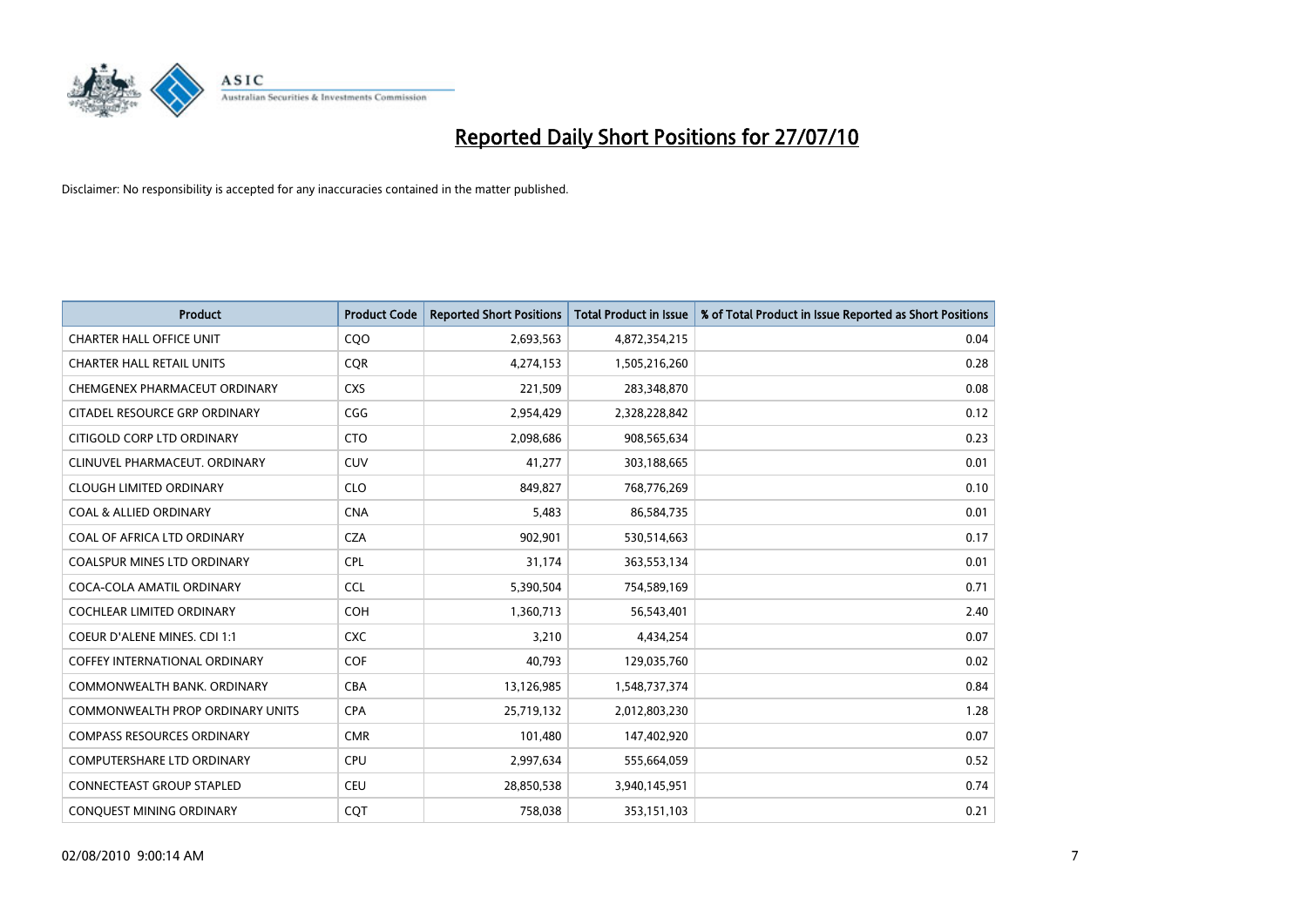# Reported Daily Short Positions for 27/07/10

Disclaimer: No responsibility is accepted for any inaccuracies contained in the matter published.

| Product | Product Code | Reported Short Positions | Total Product in Issue | % of Total Product in Issue Reported as Short Positions |
|---|---|---|---|---|
| CHARTER HALL OFFICE UNIT | CQO | 2,693,563 | 4,872,354,215 | 0.04 |
| CHARTER HALL RETAIL UNITS | CQR | 4,274,153 | 1,505,216,260 | 0.28 |
| CHEMGENEX PHARMACEUT ORDINARY | CXS | 221,509 | 283,348,870 | 0.08 |
| CITADEL RESOURCE GRP ORDINARY | CGG | 2,954,429 | 2,328,228,842 | 0.12 |
| CITIGOLD CORP LTD ORDINARY | CTO | 2,098,686 | 908,565,634 | 0.23 |
| CLINUVEL PHARMACEUT. ORDINARY | CUV | 41,277 | 303,188,665 | 0.01 |
| CLOUGH LIMITED ORDINARY | CLO | 849,827 | 768,776,269 | 0.10 |
| COAL & ALLIED ORDINARY | CNA | 5,483 | 86,584,735 | 0.01 |
| COAL OF AFRICA LTD ORDINARY | CZA | 902,901 | 530,514,663 | 0.17 |
| COALSPUR MINES LTD ORDINARY | CPL | 31,174 | 363,553,134 | 0.01 |
| COCA-COLA AMATIL ORDINARY | CCL | 5,390,504 | 754,589,169 | 0.71 |
| COCHLEAR LIMITED ORDINARY | COH | 1,360,713 | 56,543,401 | 2.40 |
| COEUR D'ALENE MINES. CDI 1:1 | CXC | 3,210 | 4,434,254 | 0.07 |
| COFFEY INTERNATIONAL ORDINARY | COF | 40,793 | 129,035,760 | 0.02 |
| COMMONWEALTH BANK. ORDINARY | CBA | 13,126,985 | 1,548,737,374 | 0.84 |
| COMMONWEALTH PROP ORDINARY UNITS | CPA | 25,719,132 | 2,012,803,230 | 1.28 |
| COMPASS RESOURCES ORDINARY | CMR | 101,480 | 147,402,920 | 0.07 |
| COMPUTERSHARE LTD ORDINARY | CPU | 2,997,634 | 555,664,059 | 0.52 |
| CONNECTEAST GROUP STAPLED | CEU | 28,850,538 | 3,940,145,951 | 0.74 |
| CONQUEST MINING ORDINARY | CQT | 758,038 | 353,151,103 | 0.21 |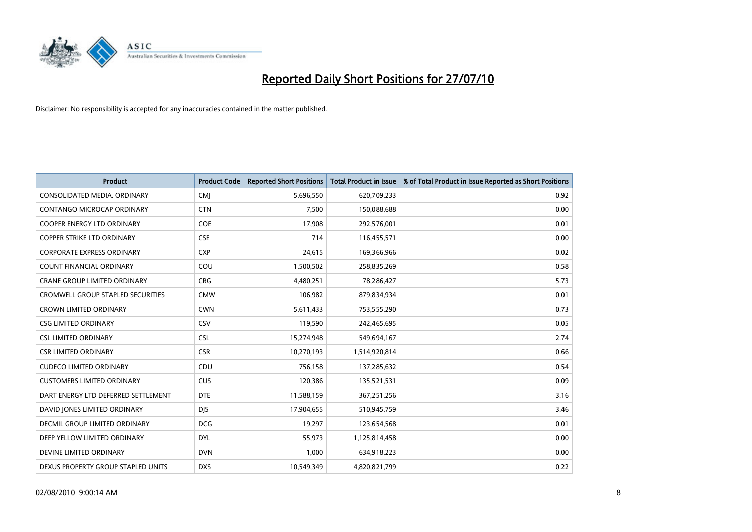# Reported Daily Short Positions for 27/07/10

Disclaimer: No responsibility is accepted for any inaccuracies contained in the matter published.

| Product | Product Code | Reported Short Positions | Total Product in Issue | % of Total Product in Issue Reported as Short Positions |
|---|---|---|---|---|
| CONSOLIDATED MEDIA. ORDINARY | CMJ | 5,696,550 | 620,709,233 | 0.92 |
| CONTANGO MICROCAP ORDINARY | CTN | 7,500 | 150,088,688 | 0.00 |
| COOPER ENERGY LTD ORDINARY | COE | 17,908 | 292,576,001 | 0.01 |
| COPPER STRIKE LTD ORDINARY | CSE | 714 | 116,455,571 | 0.00 |
| CORPORATE EXPRESS ORDINARY | CXP | 24,615 | 169,366,966 | 0.02 |
| COUNT FINANCIAL ORDINARY | COU | 1,500,502 | 258,835,269 | 0.58 |
| CRANE GROUP LIMITED ORDINARY | CRG | 4,480,251 | 78,286,427 | 5.73 |
| CROMWELL GROUP STAPLED SECURITIES | CMW | 106,982 | 879,834,934 | 0.01 |
| CROWN LIMITED ORDINARY | CWN | 5,611,433 | 753,555,290 | 0.73 |
| CSG LIMITED ORDINARY | CSV | 119,590 | 242,465,695 | 0.05 |
| CSL LIMITED ORDINARY | CSL | 15,274,948 | 549,694,167 | 2.74 |
| CSR LIMITED ORDINARY | CSR | 10,270,193 | 1,514,920,814 | 0.66 |
| CUDECO LIMITED ORDINARY | CDU | 756,158 | 137,285,632 | 0.54 |
| CUSTOMERS LIMITED ORDINARY | CUS | 120,386 | 135,521,531 | 0.09 |
| DART ENERGY LTD DEFERRED SETTLEMENT | DTE | 11,588,159 | 367,251,256 | 3.16 |
| DAVID JONES LIMITED ORDINARY | DJS | 17,904,655 | 510,945,759 | 3.46 |
| DECMIL GROUP LIMITED ORDINARY | DCG | 19,297 | 123,654,568 | 0.01 |
| DEEP YELLOW LIMITED ORDINARY | DYL | 55,973 | 1,125,814,458 | 0.00 |
| DEVINE LIMITED ORDINARY | DVN | 1,000 | 634,918,223 | 0.00 |
| DEXUS PROPERTY GROUP STAPLED UNITS | DXS | 10,549,349 | 4,820,821,799 | 0.22 |

02/08/2010 9:00:14 AM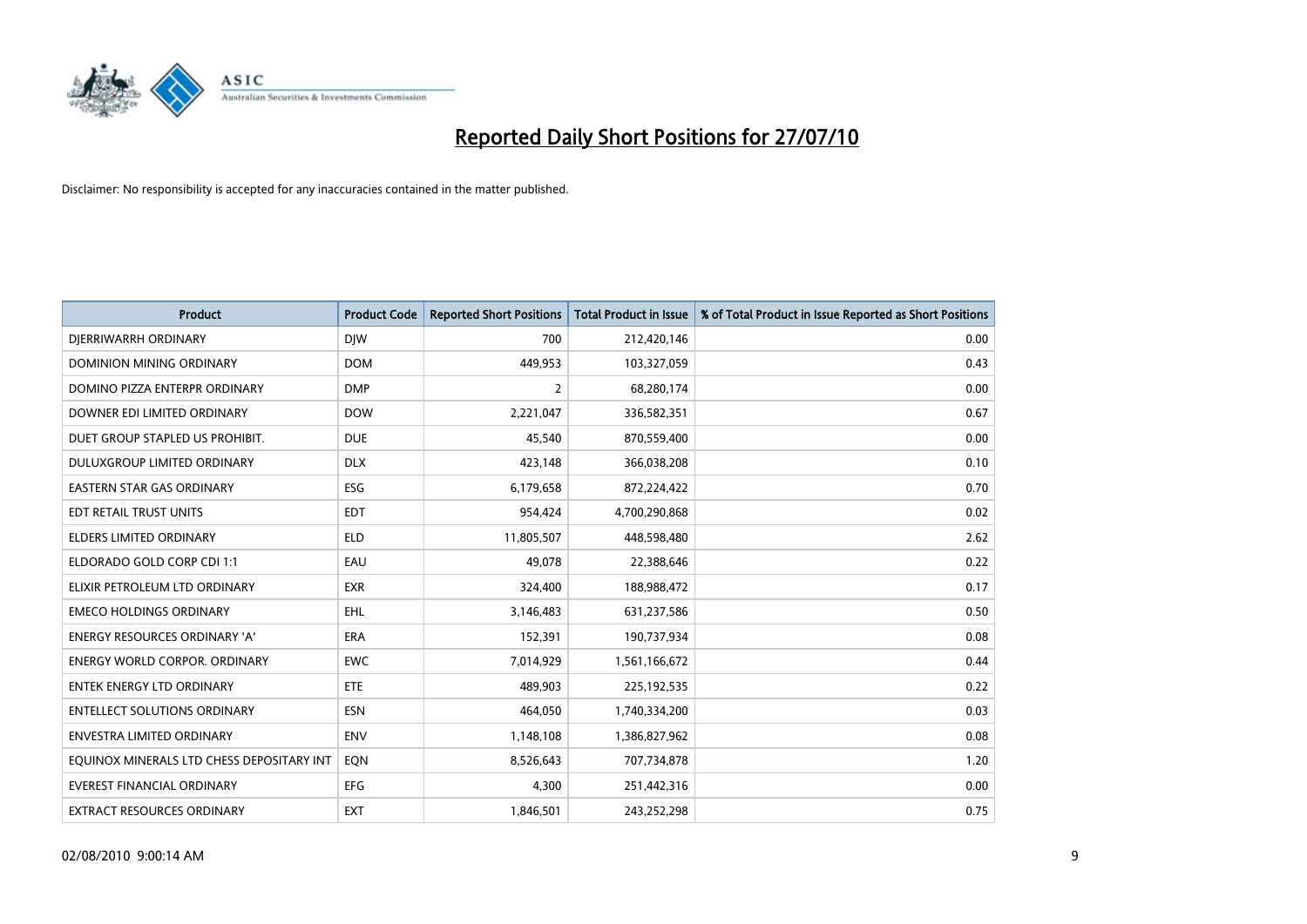# Reported Daily Short Positions for 27/07/10

Disclaimer: No responsibility is accepted for any inaccuracies contained in the matter published.

| Product | Product Code | Reported Short Positions | Total Product in Issue | % of Total Product in Issue Reported as Short Positions |
|---|---|---|---|---|
| DJERRIWARRH ORDINARY | DJW | 700 | 212,420,146 | 0.00 |
| DOMINION MINING ORDINARY | DOM | 449,953 | 103,327,059 | 0.43 |
| DOMINO PIZZA ENTERPR ORDINARY | DMP | 2 | 68,280,174 | 0.00 |
| DOWNER EDI LIMITED ORDINARY | DOW | 2,221,047 | 336,582,351 | 0.67 |
| DUET GROUP STAPLED US PROHIBIT. | DUE | 45,540 | 870,559,400 | 0.00 |
| DULUXGROUP LIMITED ORDINARY | DLX | 423,148 | 366,038,208 | 0.10 |
| EASTERN STAR GAS ORDINARY | ESG | 6,179,658 | 872,224,422 | 0.70 |
| EDT RETAIL TRUST UNITS | EDT | 954,424 | 4,700,290,868 | 0.02 |
| ELDERS LIMITED ORDINARY | ELD | 11,805,507 | 448,598,480 | 2.62 |
| ELDORADO GOLD CORP CDI 1:1 | EAU | 49,078 | 22,388,646 | 0.22 |
| ELIXIR PETROLEUM LTD ORDINARY | EXR | 324,400 | 188,988,472 | 0.17 |
| EMECO HOLDINGS ORDINARY | EHL | 3,146,483 | 631,237,586 | 0.50 |
| ENERGY RESOURCES ORDINARY 'A' | ERA | 152,391 | 190,737,934 | 0.08 |
| ENERGY WORLD CORPOR. ORDINARY | EWC | 7,014,929 | 1,561,166,672 | 0.44 |
| ENTEK ENERGY LTD ORDINARY | ETE | 489,903 | 225,192,535 | 0.22 |
| ENTELLECT SOLUTIONS ORDINARY | ESN | 464,050 | 1,740,334,200 | 0.03 |
| ENVESTRA LIMITED ORDINARY | ENV | 1,148,108 | 1,386,827,962 | 0.08 |
| EQUINOX MINERALS LTD CHESS DEPOSITARY INT | EQN | 8,526,643 | 707,734,878 | 1.20 |
| EVEREST FINANCIAL ORDINARY | EFG | 4,300 | 251,442,316 | 0.00 |
| EXTRACT RESOURCES ORDINARY | EXT | 1,846,501 | 243,252,298 | 0.75 |

02/08/2010 9:00:14 AM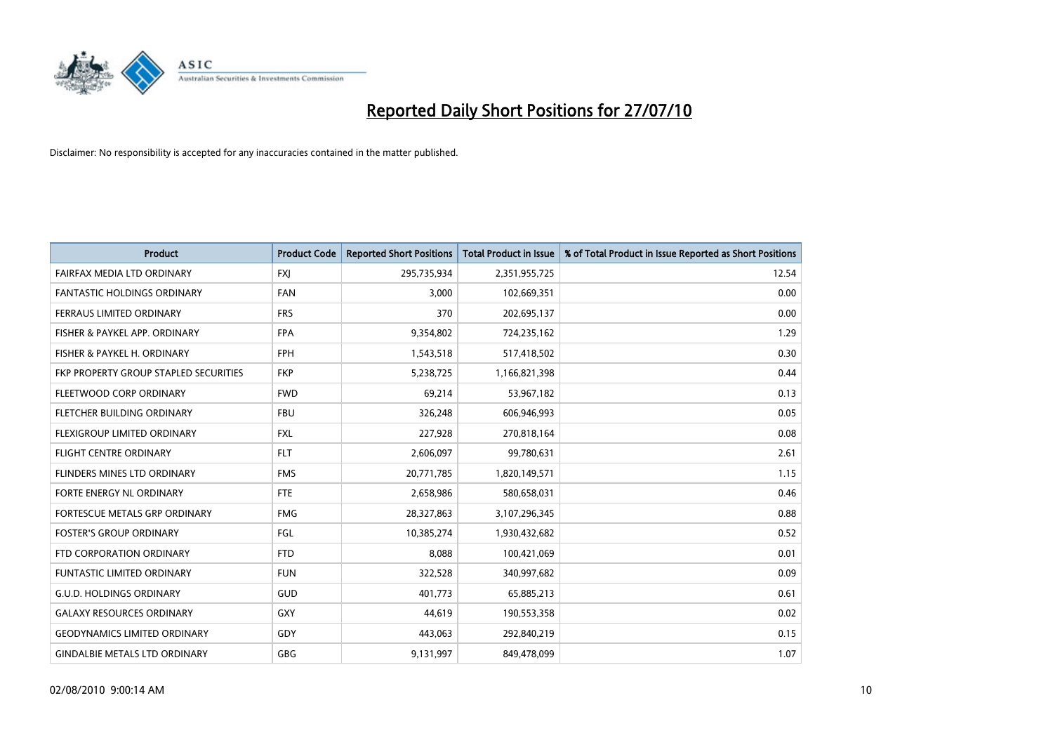# Reported Daily Short Positions for 27/07/10

Disclaimer: No responsibility is accepted for any inaccuracies contained in the matter published.

| Product | Product Code | Reported Short Positions | Total Product in Issue | % of Total Product in Issue Reported as Short Positions |
|---|---|---|---|---|
| FAIRFAX MEDIA LTD ORDINARY | FXJ | 295,735,934 | 2,351,955,725 | 12.54 |
| FANTASTIC HOLDINGS ORDINARY | FAN | 3,000 | 102,669,351 | 0.00 |
| FERRAUS LIMITED ORDINARY | FRS | 370 | 202,695,137 | 0.00 |
| FISHER & PAYKEL APP. ORDINARY | FPA | 9,354,802 | 724,235,162 | 1.29 |
| FISHER & PAYKEL H. ORDINARY | FPH | 1,543,518 | 517,418,502 | 0.30 |
| FKP PROPERTY GROUP STAPLED SECURITIES | FKP | 5,238,725 | 1,166,821,398 | 0.44 |
| FLEETWOOD CORP ORDINARY | FWD | 69,214 | 53,967,182 | 0.13 |
| FLETCHER BUILDING ORDINARY | FBU | 326,248 | 606,946,993 | 0.05 |
| FLEXIGROUP LIMITED ORDINARY | FXL | 227,928 | 270,818,164 | 0.08 |
| FLIGHT CENTRE ORDINARY | FLT | 2,606,097 | 99,780,631 | 2.61 |
| FLINDERS MINES LTD ORDINARY | FMS | 20,771,785 | 1,820,149,571 | 1.15 |
| FORTE ENERGY NL ORDINARY | FTE | 2,658,986 | 580,658,031 | 0.46 |
| FORTESCUE METALS GRP ORDINARY | FMG | 28,327,863 | 3,107,296,345 | 0.88 |
| FOSTER'S GROUP ORDINARY | FGL | 10,385,274 | 1,930,432,682 | 0.52 |
| FTD CORPORATION ORDINARY | FTD | 8,088 | 100,421,069 | 0.01 |
| FUNTASTIC LIMITED ORDINARY | FUN | 322,528 | 340,997,682 | 0.09 |
| G.U.D. HOLDINGS ORDINARY | GUD | 401,773 | 65,885,213 | 0.61 |
| GALAXY RESOURCES ORDINARY | GXY | 44,619 | 190,553,358 | 0.02 |
| GEODYNAMICS LIMITED ORDINARY | GDY | 443,063 | 292,840,219 | 0.15 |
| GINDALBIE METALS LTD ORDINARY | GBG | 9,131,997 | 849,478,099 | 1.07 |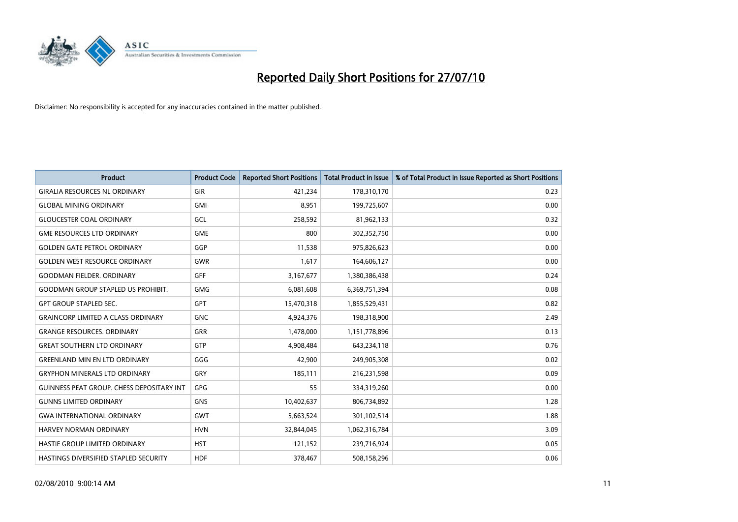# Reported Daily Short Positions for 27/07/10

Disclaimer: No responsibility is accepted for any inaccuracies contained in the matter published.

| Product | Product Code | Reported Short Positions | Total Product in Issue | % of Total Product in Issue Reported as Short Positions |
|---|---|---|---|---|
| GIRALIA RESOURCES NL ORDINARY | GIR | 421,234 | 178,310,170 | 0.23 |
| GLOBAL MINING ORDINARY | GMI | 8,951 | 199,725,607 | 0.00 |
| GLOUCESTER COAL ORDINARY | GCL | 258,592 | 81,962,133 | 0.32 |
| GME RESOURCES LTD ORDINARY | GME | 800 | 302,352,750 | 0.00 |
| GOLDEN GATE PETROL ORDINARY | GGP | 11,538 | 975,826,623 | 0.00 |
| GOLDEN WEST RESOURCE ORDINARY | GWR | 1,617 | 164,606,127 | 0.00 |
| GOODMAN FIELDER. ORDINARY | GFF | 3,167,677 | 1,380,386,438 | 0.24 |
| GOODMAN GROUP STAPLED US PROHIBIT. | GMG | 6,081,608 | 6,369,751,394 | 0.08 |
| GPT GROUP STAPLED SEC. | GPT | 15,470,318 | 1,855,529,431 | 0.82 |
| GRAINCORP LIMITED A CLASS ORDINARY | GNC | 4,924,376 | 198,318,900 | 2.49 |
| GRANGE RESOURCES. ORDINARY | GRR | 1,478,000 | 1,151,778,896 | 0.13 |
| GREAT SOUTHERN LTD ORDINARY | GTP | 4,908,484 | 643,234,118 | 0.76 |
| GREENLAND MIN EN LTD ORDINARY | GGG | 42,900 | 249,905,308 | 0.02 |
| GRYPHON MINERALS LTD ORDINARY | GRY | 185,111 | 216,231,598 | 0.09 |
| GUINNESS PEAT GROUP. CHESS DEPOSITARY INT | GPG | 55 | 334,319,260 | 0.00 |
| GUNNS LIMITED ORDINARY | GNS | 10,402,637 | 806,734,892 | 1.28 |
| GWA INTERNATIONAL ORDINARY | GWT | 5,663,524 | 301,102,514 | 1.88 |
| HARVEY NORMAN ORDINARY | HVN | 32,844,045 | 1,062,316,784 | 3.09 |
| HASTIE GROUP LIMITED ORDINARY | HST | 121,152 | 239,716,924 | 0.05 |
| HASTINGS DIVERSIFIED STAPLED SECURITY | HDF | 378,467 | 508,158,296 | 0.06 |

02/08/2010 9:00:14 AM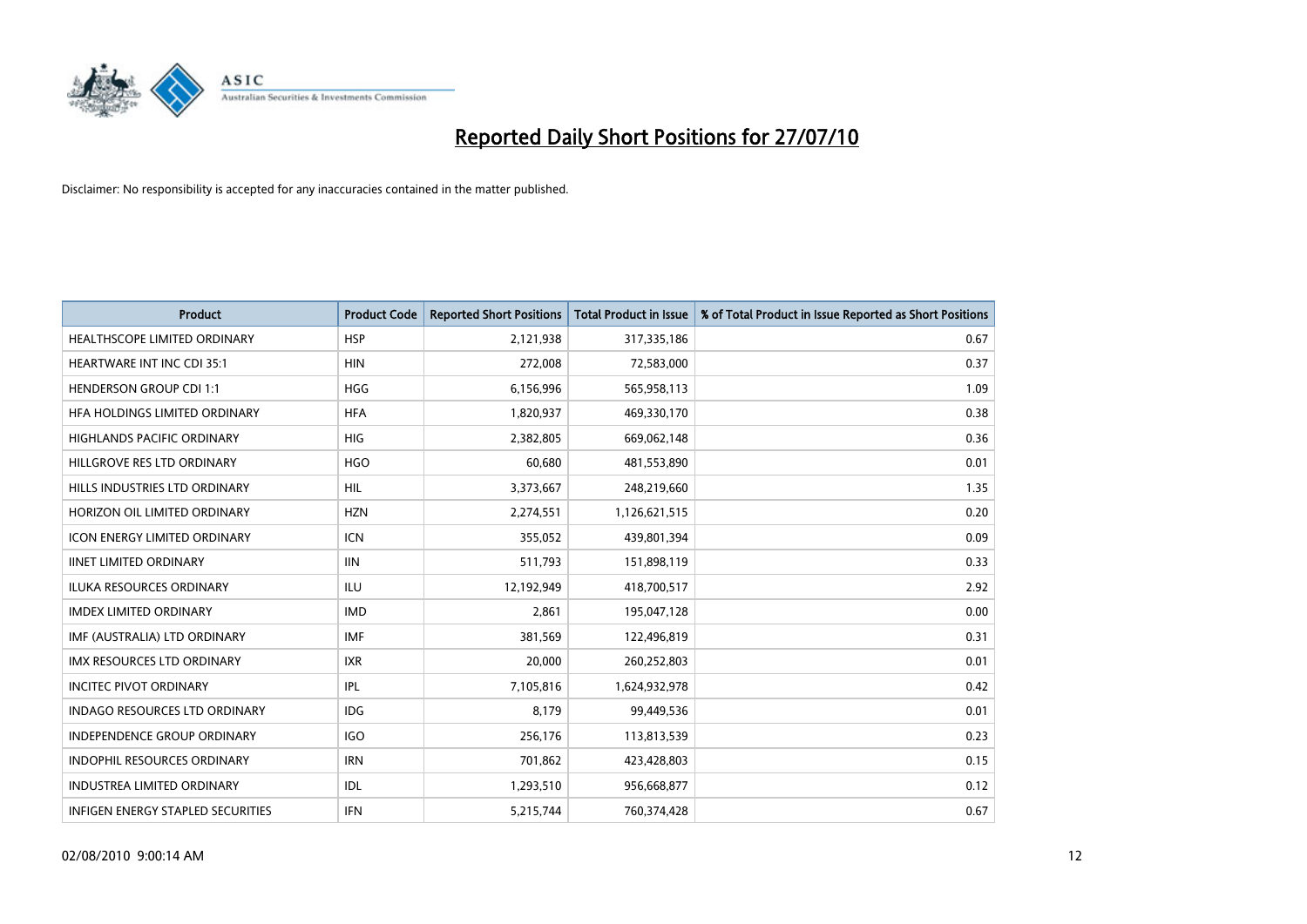# Reported Daily Short Positions for 27/07/10

Disclaimer: No responsibility is accepted for any inaccuracies contained in the matter published.

| Product | Product Code | Reported Short Positions | Total Product in Issue | % of Total Product in Issue Reported as Short Positions |
|---|---|---|---|---|
| HEALTHSCOPE LIMITED ORDINARY | HSP | 2,121,938 | 317,335,186 | 0.67 |
| HEARTWARE INT INC CDI 35:1 | HIN | 272,008 | 72,583,000 | 0.37 |
| HENDERSON GROUP CDI 1:1 | HGG | 6,156,996 | 565,958,113 | 1.09 |
| HFA HOLDINGS LIMITED ORDINARY | HFA | 1,820,937 | 469,330,170 | 0.38 |
| HIGHLANDS PACIFIC ORDINARY | HIG | 2,382,805 | 669,062,148 | 0.36 |
| HILLGROVE RES LTD ORDINARY | HGO | 60,680 | 481,553,890 | 0.01 |
| HILLS INDUSTRIES LTD ORDINARY | HIL | 3,373,667 | 248,219,660 | 1.35 |
| HORIZON OIL LIMITED ORDINARY | HZN | 2,274,551 | 1,126,621,515 | 0.20 |
| ICON ENERGY LIMITED ORDINARY | ICN | 355,052 | 439,801,394 | 0.09 |
| IINET LIMITED ORDINARY | IIN | 511,793 | 151,898,119 | 0.33 |
| ILUKA RESOURCES ORDINARY | ILU | 12,192,949 | 418,700,517 | 2.92 |
| IMDEX LIMITED ORDINARY | IMD | 2,861 | 195,047,128 | 0.00 |
| IMF (AUSTRALIA) LTD ORDINARY | IMF | 381,569 | 122,496,819 | 0.31 |
| IMX RESOURCES LTD ORDINARY | IXR | 20,000 | 260,252,803 | 0.01 |
| INCITEC PIVOT ORDINARY | IPL | 7,105,816 | 1,624,932,978 | 0.42 |
| INDAGO RESOURCES LTD ORDINARY | IDG | 8,179 | 99,449,536 | 0.01 |
| INDEPENDENCE GROUP ORDINARY | IGO | 256,176 | 113,813,539 | 0.23 |
| INDOPHIL RESOURCES ORDINARY | IRN | 701,862 | 423,428,803 | 0.15 |
| INDUSTREA LIMITED ORDINARY | IDL | 1,293,510 | 956,668,877 | 0.12 |
| INFIGEN ENERGY STAPLED SECURITIES | IFN | 5,215,744 | 760,374,428 | 0.67 |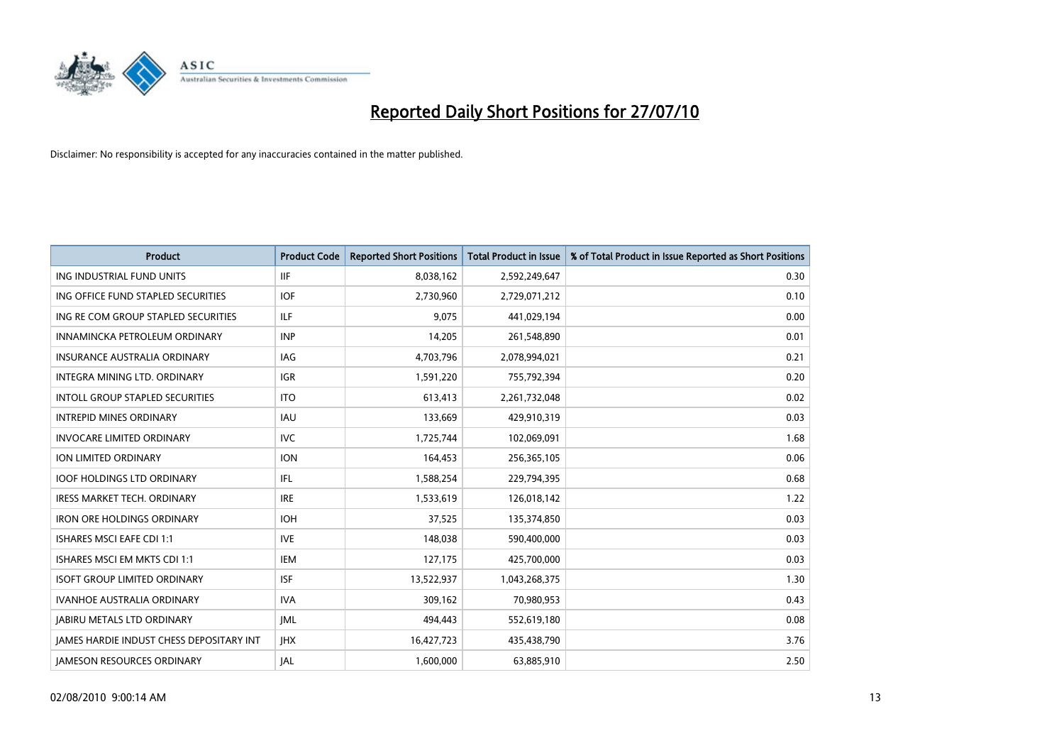# Reported Daily Short Positions for 27/07/10

Disclaimer: No responsibility is accepted for any inaccuracies contained in the matter published.

| Product | Product Code | Reported Short Positions | Total Product in Issue | % of Total Product in Issue Reported as Short Positions |
|---|---|---|---|---|
| ING INDUSTRIAL FUND UNITS | IIF | 8,038,162 | 2,592,249,647 | 0.30 |
| ING OFFICE FUND STAPLED SECURITIES | IOF | 2,730,960 | 2,729,071,212 | 0.10 |
| ING RE COM GROUP STAPLED SECURITIES | ILF | 9,075 | 441,029,194 | 0.00 |
| INNAMINCKA PETROLEUM ORDINARY | INP | 14,205 | 261,548,890 | 0.01 |
| INSURANCE AUSTRALIA ORDINARY | IAG | 4,703,796 | 2,078,994,021 | 0.21 |
| INTEGRA MINING LTD. ORDINARY | IGR | 1,591,220 | 755,792,394 | 0.20 |
| INTOLL GROUP STAPLED SECURITIES | ITO | 613,413 | 2,261,732,048 | 0.02 |
| INTREPID MINES ORDINARY | IAU | 133,669 | 429,910,319 | 0.03 |
| INVOCARE LIMITED ORDINARY | IVC | 1,725,744 | 102,069,091 | 1.68 |
| ION LIMITED ORDINARY | ION | 164,453 | 256,365,105 | 0.06 |
| IOOF HOLDINGS LTD ORDINARY | IFL | 1,588,254 | 229,794,395 | 0.68 |
| IRESS MARKET TECH. ORDINARY | IRE | 1,533,619 | 126,018,142 | 1.22 |
| IRON ORE HOLDINGS ORDINARY | IOH | 37,525 | 135,374,850 | 0.03 |
| ISHARES MSCI EAFE CDI 1:1 | IVE | 148,038 | 590,400,000 | 0.03 |
| ISHARES MSCI EM MKTS CDI 1:1 | IEM | 127,175 | 425,700,000 | 0.03 |
| ISOFT GROUP LIMITED ORDINARY | ISF | 13,522,937 | 1,043,268,375 | 1.30 |
| IVANHOE AUSTRALIA ORDINARY | IVA | 309,162 | 70,980,953 | 0.43 |
| JABIRU METALS LTD ORDINARY | JML | 494,443 | 552,619,180 | 0.08 |
| JAMES HARDIE INDUST CHESS DEPOSITARY INT | JHX | 16,427,723 | 435,438,790 | 3.76 |
| JAMESON RESOURCES ORDINARY | JAL | 1,600,000 | 63,885,910 | 2.50 |

02/08/2010 9:00:14 AM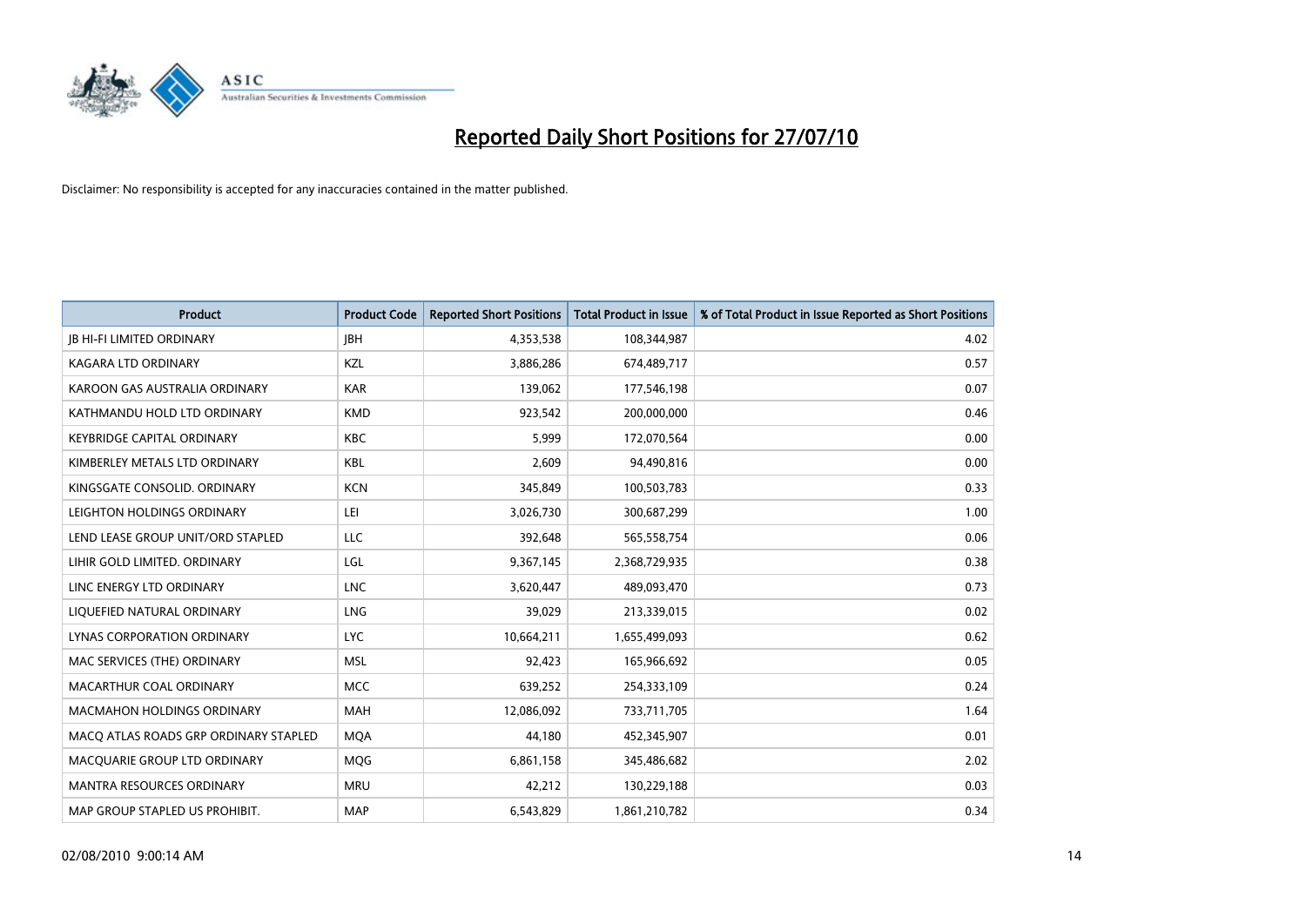# Reported Daily Short Positions for 27/07/10

Disclaimer: No responsibility is accepted for any inaccuracies contained in the matter published.

| Product | Product Code | Reported Short Positions | Total Product in Issue | % of Total Product in Issue Reported as Short Positions |
|---|---|---|---|---|
| JB HI-FI LIMITED ORDINARY | JBH | 4,353,538 | 108,344,987 | 4.02 |
| KAGARA LTD ORDINARY | KZL | 3,886,286 | 674,489,717 | 0.57 |
| KAROON GAS AUSTRALIA ORDINARY | KAR | 139,062 | 177,546,198 | 0.07 |
| KATHMANDU HOLD LTD ORDINARY | KMD | 923,542 | 200,000,000 | 0.46 |
| KEYBRIDGE CAPITAL ORDINARY | KBC | 5,999 | 172,070,564 | 0.00 |
| KIMBERLEY METALS LTD ORDINARY | KBL | 2,609 | 94,490,816 | 0.00 |
| KINGSGATE CONSOLID. ORDINARY | KCN | 345,849 | 100,503,783 | 0.33 |
| LEIGHTON HOLDINGS ORDINARY | LEI | 3,026,730 | 300,687,299 | 1.00 |
| LEND LEASE GROUP UNIT/ORD STAPLED | LLC | 392,648 | 565,558,754 | 0.06 |
| LIHIR GOLD LIMITED. ORDINARY | LGL | 9,367,145 | 2,368,729,935 | 0.38 |
| LINC ENERGY LTD ORDINARY | LNC | 3,620,447 | 489,093,470 | 0.73 |
| LIQUEFIED NATURAL ORDINARY | LNG | 39,029 | 213,339,015 | 0.02 |
| LYNAS CORPORATION ORDINARY | LYC | 10,664,211 | 1,655,499,093 | 0.62 |
| MAC SERVICES (THE) ORDINARY | MSL | 92,423 | 165,966,692 | 0.05 |
| MACARTHUR COAL ORDINARY | MCC | 639,252 | 254,333,109 | 0.24 |
| MACMAHON HOLDINGS ORDINARY | MAH | 12,086,092 | 733,711,705 | 1.64 |
| MACQ ATLAS ROADS GRP ORDINARY STAPLED | MQA | 44,180 | 452,345,907 | 0.01 |
| MACQUARIE GROUP LTD ORDINARY | MQG | 6,861,158 | 345,486,682 | 2.02 |
| MANTRA RESOURCES ORDINARY | MRU | 42,212 | 130,229,188 | 0.03 |
| MAP GROUP STAPLED US PROHIBIT. | MAP | 6,543,829 | 1,861,210,782 | 0.34 |

02/08/2010 9:00:14 AM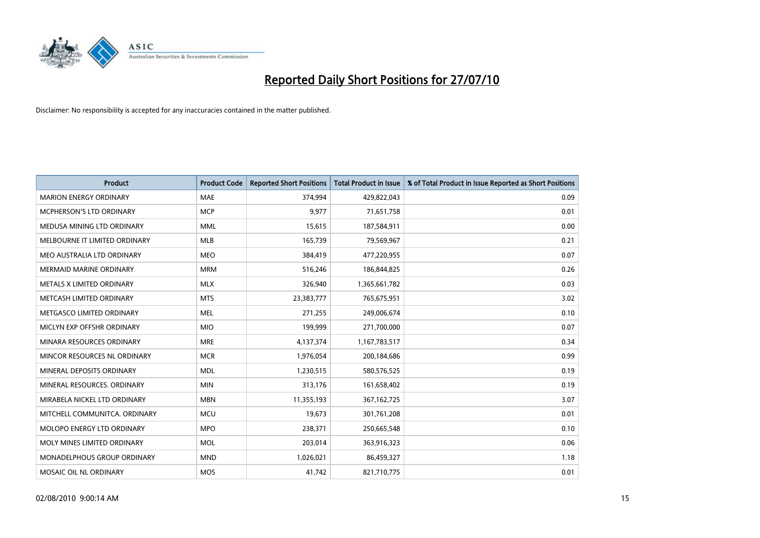# Reported Daily Short Positions for 27/07/10

Disclaimer: No responsibility is accepted for any inaccuracies contained in the matter published.

| Product | Product Code | Reported Short Positions | Total Product in Issue | % of Total Product in Issue Reported as Short Positions |
|---|---|---|---|---|
| MARION ENERGY ORDINARY | MAE | 374,994 | 429,822,043 | 0.09 |
| MCPHERSON'S LTD ORDINARY | MCP | 9,977 | 71,651,758 | 0.01 |
| MEDUSA MINING LTD ORDINARY | MML | 15,615 | 187,584,911 | 0.00 |
| MELBOURNE IT LIMITED ORDINARY | MLB | 165,739 | 79,569,967 | 0.21 |
| MEO AUSTRALIA LTD ORDINARY | MEO | 384,419 | 477,220,955 | 0.07 |
| MERMAID MARINE ORDINARY | MRM | 516,246 | 186,844,825 | 0.26 |
| METALS X LIMITED ORDINARY | MLX | 326,940 | 1,365,661,782 | 0.03 |
| METCASH LIMITED ORDINARY | MTS | 23,383,777 | 765,675,951 | 3.02 |
| METGASCO LIMITED ORDINARY | MEL | 271,255 | 249,006,674 | 0.10 |
| MICLYN EXP OFFSHR ORDINARY | MIO | 199,999 | 271,700,000 | 0.07 |
| MINARA RESOURCES ORDINARY | MRE | 4,137,374 | 1,167,783,517 | 0.34 |
| MINCOR RESOURCES NL ORDINARY | MCR | 1,976,054 | 200,184,686 | 0.99 |
| MINERAL DEPOSITS ORDINARY | MDL | 1,230,515 | 580,576,525 | 0.19 |
| MINERAL RESOURCES. ORDINARY | MIN | 313,176 | 161,658,402 | 0.19 |
| MIRABELA NICKEL LTD ORDINARY | MBN | 11,355,193 | 367,162,725 | 3.07 |
| MITCHELL COMMUNITCA. ORDINARY | MCU | 19,673 | 301,761,208 | 0.01 |
| MOLOPO ENERGY LTD ORDINARY | MPO | 238,371 | 250,665,548 | 0.10 |
| MOLY MINES LIMITED ORDINARY | MOL | 203,014 | 363,916,323 | 0.06 |
| MONADELPHOUS GROUP ORDINARY | MND | 1,026,021 | 86,459,327 | 1.18 |
| MOSAIC OIL NL ORDINARY | MOS | 41,742 | 821,710,775 | 0.01 |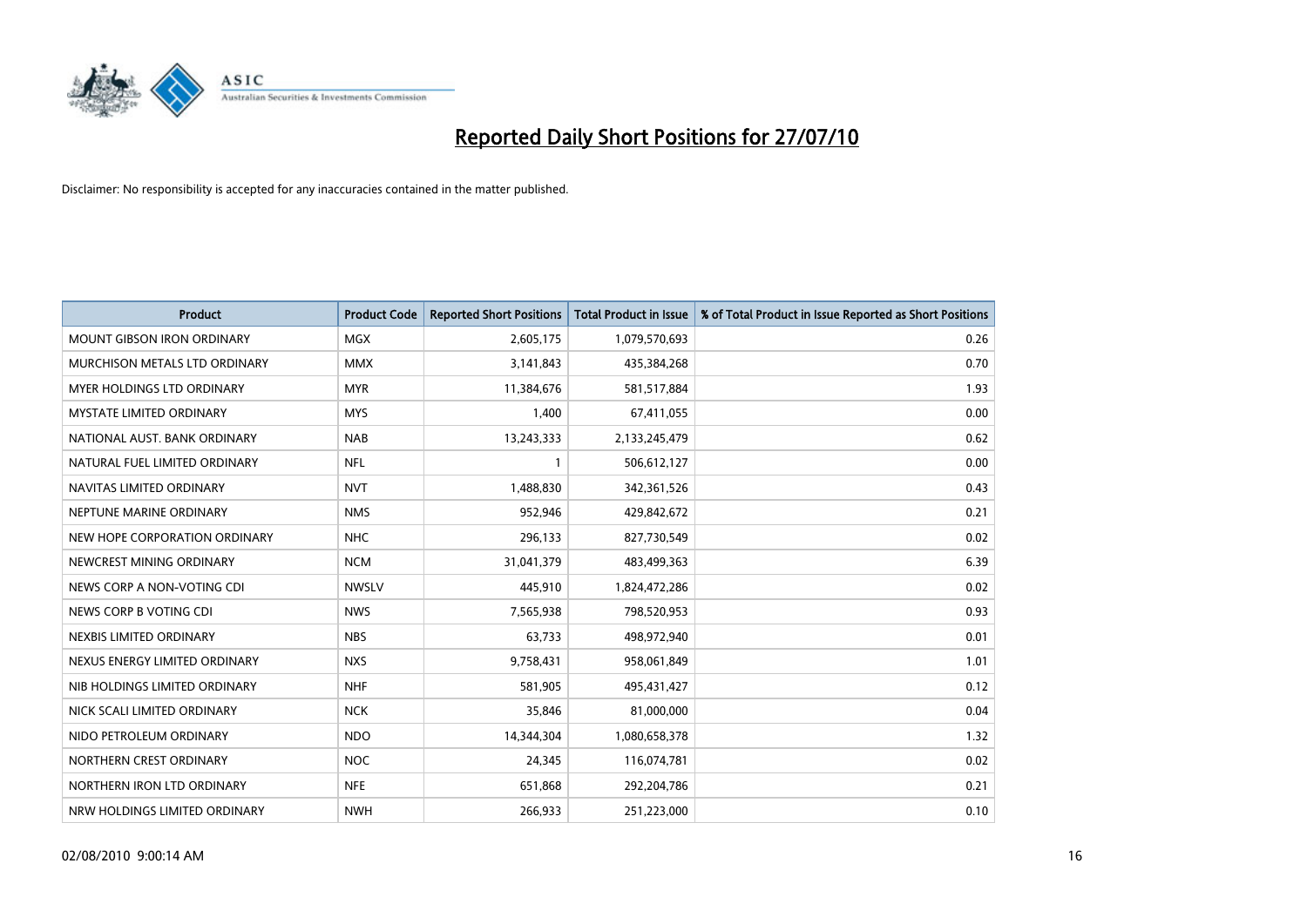# Reported Daily Short Positions for 27/07/10

Disclaimer: No responsibility is accepted for any inaccuracies contained in the matter published.

| Product | Product Code | Reported Short Positions | Total Product in Issue | % of Total Product in Issue Reported as Short Positions |
|---|---|---|---|---|
| MOUNT GIBSON IRON ORDINARY | MGX | 2,605,175 | 1,079,570,693 | 0.26 |
| MURCHISON METALS LTD ORDINARY | MMX | 3,141,843 | 435,384,268 | 0.70 |
| MYER HOLDINGS LTD ORDINARY | MYR | 11,384,676 | 581,517,884 | 1.93 |
| MYSTATE LIMITED ORDINARY | MYS | 1,400 | 67,411,055 | 0.00 |
| NATIONAL AUST. BANK ORDINARY | NAB | 13,243,333 | 2,133,245,479 | 0.62 |
| NATURAL FUEL LIMITED ORDINARY | NFL | 1 | 506,612,127 | 0.00 |
| NAVITAS LIMITED ORDINARY | NVT | 1,488,830 | 342,361,526 | 0.43 |
| NEPTUNE MARINE ORDINARY | NMS | 952,946 | 429,842,672 | 0.21 |
| NEW HOPE CORPORATION ORDINARY | NHC | 296,133 | 827,730,549 | 0.02 |
| NEWCREST MINING ORDINARY | NCM | 31,041,379 | 483,499,363 | 6.39 |
| NEWS CORP A NON-VOTING CDI | NWSLV | 445,910 | 1,824,472,286 | 0.02 |
| NEWS CORP B VOTING CDI | NWS | 7,565,938 | 798,520,953 | 0.93 |
| NEXBIS LIMITED ORDINARY | NBS | 63,733 | 498,972,940 | 0.01 |
| NEXUS ENERGY LIMITED ORDINARY | NXS | 9,758,431 | 958,061,849 | 1.01 |
| NIB HOLDINGS LIMITED ORDINARY | NHF | 581,905 | 495,431,427 | 0.12 |
| NICK SCALI LIMITED ORDINARY | NCK | 35,846 | 81,000,000 | 0.04 |
| NIDO PETROLEUM ORDINARY | NDO | 14,344,304 | 1,080,658,378 | 1.32 |
| NORTHERN CREST ORDINARY | NOC | 24,345 | 116,074,781 | 0.02 |
| NORTHERN IRON LTD ORDINARY | NFE | 651,868 | 292,204,786 | 0.21 |
| NRW HOLDINGS LIMITED ORDINARY | NWH | 266,933 | 251,223,000 | 0.10 |

02/08/2010 9:00:14 AM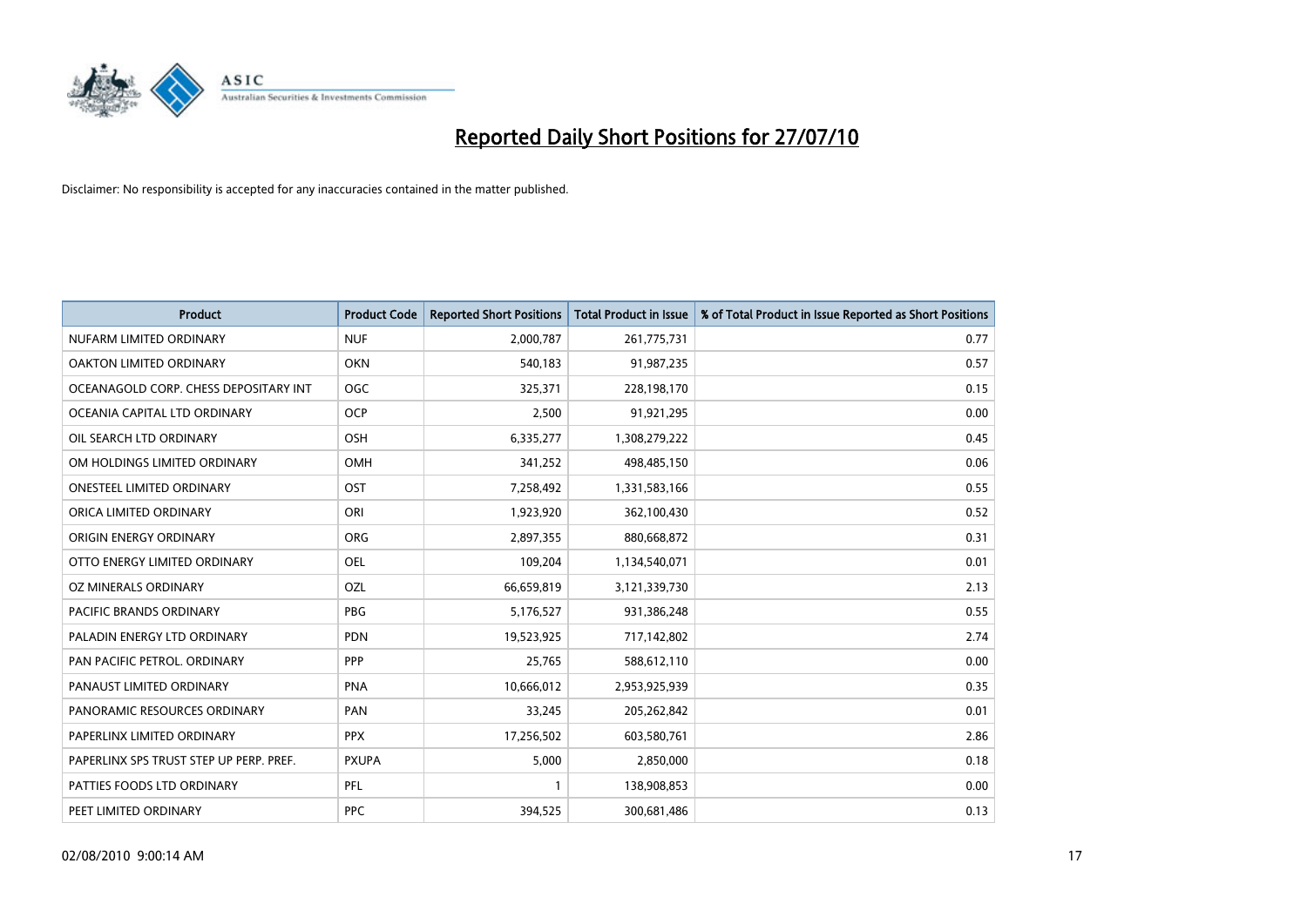# Reported Daily Short Positions for 27/07/10

Disclaimer: No responsibility is accepted for any inaccuracies contained in the matter published.

| Product | Product Code | Reported Short Positions | Total Product in Issue | % of Total Product in Issue Reported as Short Positions |
|---|---|---|---|---|
| NUFARM LIMITED ORDINARY | NUF | 2,000,787 | 261,775,731 | 0.77 |
| OAKTON LIMITED ORDINARY | OKN | 540,183 | 91,987,235 | 0.57 |
| OCEANAGOLD CORP. CHESS DEPOSITARY INT | OGC | 325,371 | 228,198,170 | 0.15 |
| OCEANIA CAPITAL LTD ORDINARY | OCP | 2,500 | 91,921,295 | 0.00 |
| OIL SEARCH LTD ORDINARY | OSH | 6,335,277 | 1,308,279,222 | 0.45 |
| OM HOLDINGS LIMITED ORDINARY | OMH | 341,252 | 498,485,150 | 0.06 |
| ONESTEEL LIMITED ORDINARY | OST | 7,258,492 | 1,331,583,166 | 0.55 |
| ORICA LIMITED ORDINARY | ORI | 1,923,920 | 362,100,430 | 0.52 |
| ORIGIN ENERGY ORDINARY | ORG | 2,897,355 | 880,668,872 | 0.31 |
| OTTO ENERGY LIMITED ORDINARY | OEL | 109,204 | 1,134,540,071 | 0.01 |
| OZ MINERALS ORDINARY | OZL | 66,659,819 | 3,121,339,730 | 2.13 |
| PACIFIC BRANDS ORDINARY | PBG | 5,176,527 | 931,386,248 | 0.55 |
| PALADIN ENERGY LTD ORDINARY | PDN | 19,523,925 | 717,142,802 | 2.74 |
| PAN PACIFIC PETROL. ORDINARY | PPP | 25,765 | 588,612,110 | 0.00 |
| PANAUST LIMITED ORDINARY | PNA | 10,666,012 | 2,953,925,939 | 0.35 |
| PANORAMIC RESOURCES ORDINARY | PAN | 33,245 | 205,262,842 | 0.01 |
| PAPERLINX LIMITED ORDINARY | PPX | 17,256,502 | 603,580,761 | 2.86 |
| PAPERLINX SPS TRUST STEP UP PERP. PREF. | PXUPA | 5,000 | 2,850,000 | 0.18 |
| PATTIES FOODS LTD ORDINARY | PFL | 1 | 138,908,853 | 0.00 |
| PEET LIMITED ORDINARY | PPC | 394,525 | 300,681,486 | 0.13 |

02/08/2010 9:00:14 AM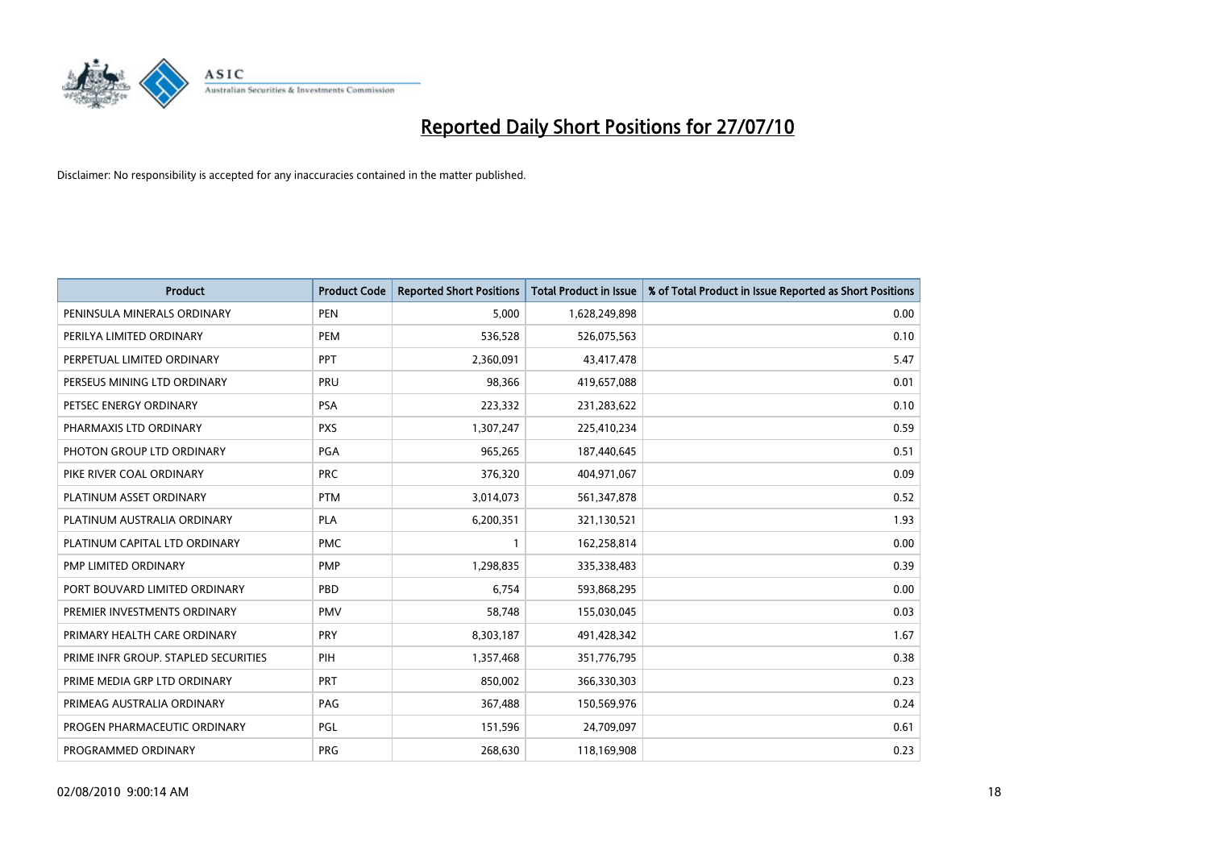# Reported Daily Short Positions for 27/07/10

Disclaimer: No responsibility is accepted for any inaccuracies contained in the matter published.

| Product | Product Code | Reported Short Positions | Total Product in Issue | % of Total Product in Issue Reported as Short Positions |
|---|---|---|---|---|
| PENINSULA MINERALS ORDINARY | PEN | 5,000 | 1,628,249,898 | 0.00 |
| PERILYA LIMITED ORDINARY | PEM | 536,528 | 526,075,563 | 0.10 |
| PERPETUAL LIMITED ORDINARY | PPT | 2,360,091 | 43,417,478 | 5.47 |
| PERSEUS MINING LTD ORDINARY | PRU | 98,366 | 419,657,088 | 0.01 |
| PETSEC ENERGY ORDINARY | PSA | 223,332 | 231,283,622 | 0.10 |
| PHARMAXIS LTD ORDINARY | PXS | 1,307,247 | 225,410,234 | 0.59 |
| PHOTON GROUP LTD ORDINARY | PGA | 965,265 | 187,440,645 | 0.51 |
| PIKE RIVER COAL ORDINARY | PRC | 376,320 | 404,971,067 | 0.09 |
| PLATINUM ASSET ORDINARY | PTM | 3,014,073 | 561,347,878 | 0.52 |
| PLATINUM AUSTRALIA ORDINARY | PLA | 6,200,351 | 321,130,521 | 1.93 |
| PLATINUM CAPITAL LTD ORDINARY | PMC | 1 | 162,258,814 | 0.00 |
| PMP LIMITED ORDINARY | PMP | 1,298,835 | 335,338,483 | 0.39 |
| PORT BOUVARD LIMITED ORDINARY | PBD | 6,754 | 593,868,295 | 0.00 |
| PREMIER INVESTMENTS ORDINARY | PMV | 58,748 | 155,030,045 | 0.03 |
| PRIMARY HEALTH CARE ORDINARY | PRY | 8,303,187 | 491,428,342 | 1.67 |
| PRIME INFR GROUP. STAPLED SECURITIES | PIH | 1,357,468 | 351,776,795 | 0.38 |
| PRIME MEDIA GRP LTD ORDINARY | PRT | 850,002 | 366,330,303 | 0.23 |
| PRIMEAG AUSTRALIA ORDINARY | PAG | 367,488 | 150,569,976 | 0.24 |
| PROGEN PHARMACEUTIC ORDINARY | PGL | 151,596 | 24,709,097 | 0.61 |
| PROGRAMMED ORDINARY | PRG | 268,630 | 118,169,908 | 0.23 |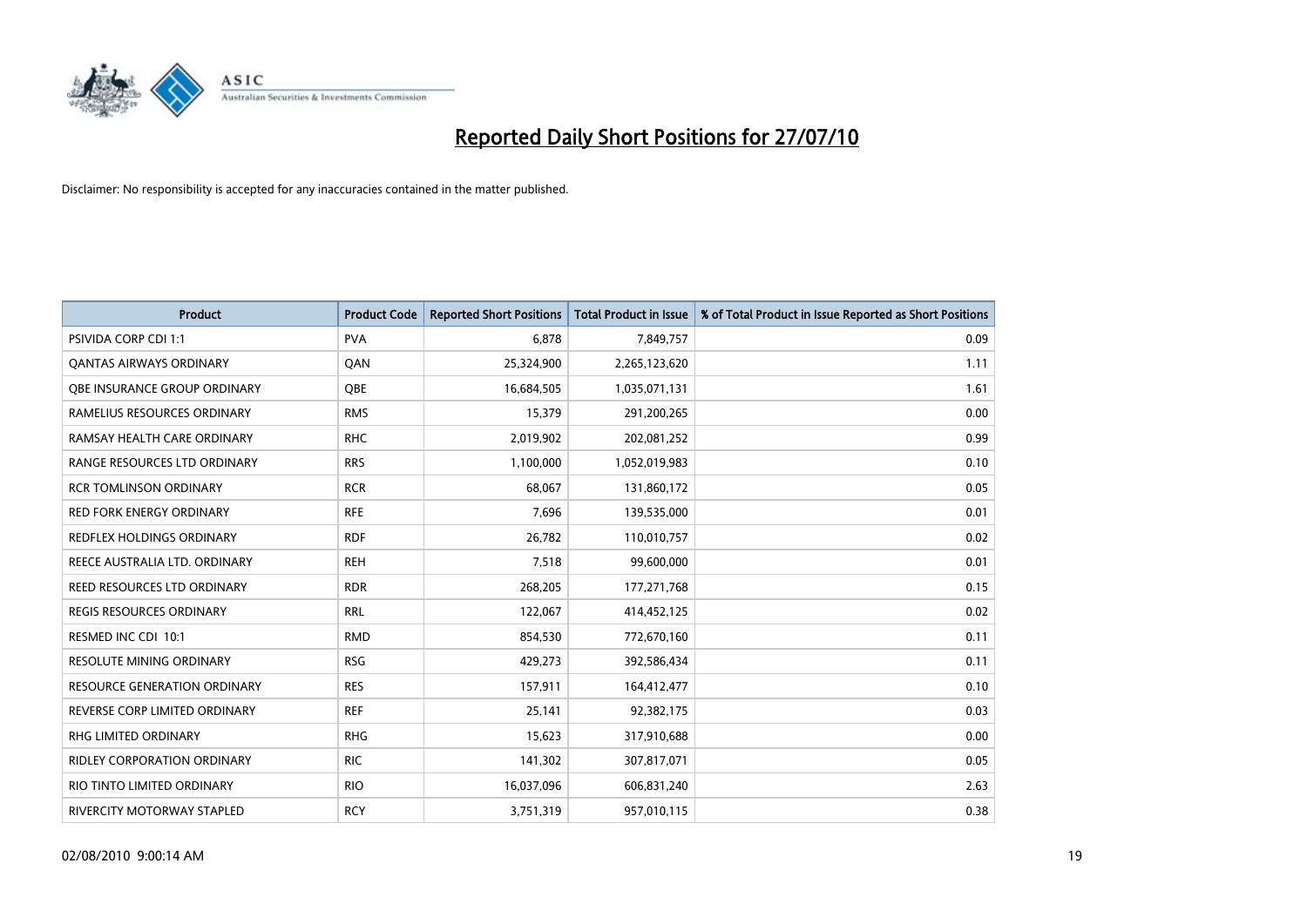# Reported Daily Short Positions for 27/07/10

Disclaimer: No responsibility is accepted for any inaccuracies contained in the matter published.

| Product | Product Code | Reported Short Positions | Total Product in Issue | % of Total Product in Issue Reported as Short Positions |
|---|---|---|---|---|
| PSIVIDA CORP CDI 1:1 | PVA | 6,878 | 7,849,757 | 0.09 |
| QANTAS AIRWAYS ORDINARY | QAN | 25,324,900 | 2,265,123,620 | 1.11 |
| QBE INSURANCE GROUP ORDINARY | QBE | 16,684,505 | 1,035,071,131 | 1.61 |
| RAMELIUS RESOURCES ORDINARY | RMS | 15,379 | 291,200,265 | 0.00 |
| RAMSAY HEALTH CARE ORDINARY | RHC | 2,019,902 | 202,081,252 | 0.99 |
| RANGE RESOURCES LTD ORDINARY | RRS | 1,100,000 | 1,052,019,983 | 0.10 |
| RCR TOMLINSON ORDINARY | RCR | 68,067 | 131,860,172 | 0.05 |
| RED FORK ENERGY ORDINARY | RFE | 7,696 | 139,535,000 | 0.01 |
| REDFLEX HOLDINGS ORDINARY | RDF | 26,782 | 110,010,757 | 0.02 |
| REECE AUSTRALIA LTD. ORDINARY | REH | 7,518 | 99,600,000 | 0.01 |
| REED RESOURCES LTD ORDINARY | RDR | 268,205 | 177,271,768 | 0.15 |
| REGIS RESOURCES ORDINARY | RRL | 122,067 | 414,452,125 | 0.02 |
| RESMED INC CDI 10:1 | RMD | 854,530 | 772,670,160 | 0.11 |
| RESOLUTE MINING ORDINARY | RSG | 429,273 | 392,586,434 | 0.11 |
| RESOURCE GENERATION ORDINARY | RES | 157,911 | 164,412,477 | 0.10 |
| REVERSE CORP LIMITED ORDINARY | REF | 25,141 | 92,382,175 | 0.03 |
| RHG LIMITED ORDINARY | RHG | 15,623 | 317,910,688 | 0.00 |
| RIDLEY CORPORATION ORDINARY | RIC | 141,302 | 307,817,071 | 0.05 |
| RIO TINTO LIMITED ORDINARY | RIO | 16,037,096 | 606,831,240 | 2.63 |
| RIVERCITY MOTORWAY STAPLED | RCY | 3,751,319 | 957,010,115 | 0.38 |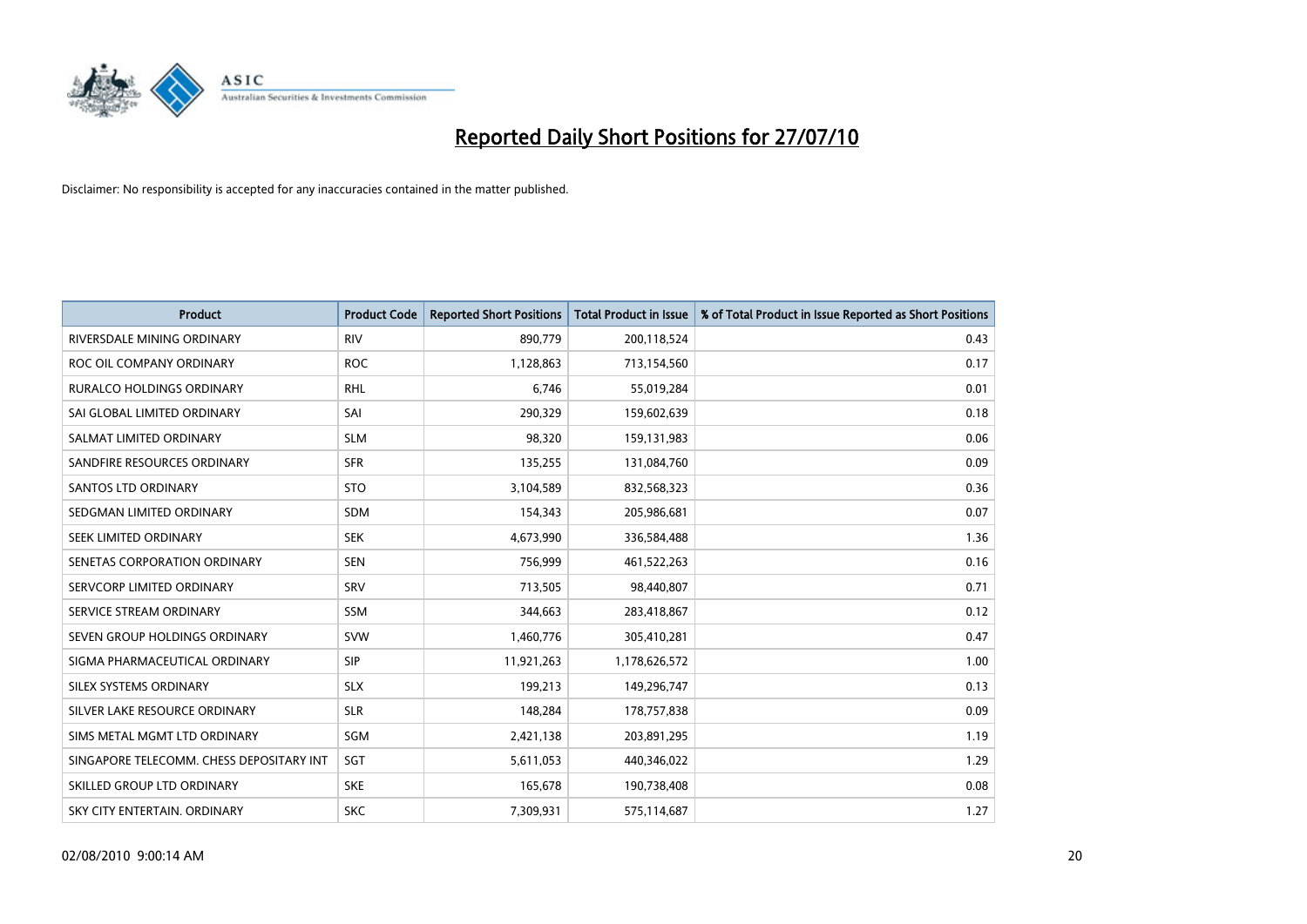# Reported Daily Short Positions for 27/07/10

Disclaimer: No responsibility is accepted for any inaccuracies contained in the matter published.

| Product | Product Code | Reported Short Positions | Total Product in Issue | % of Total Product in Issue Reported as Short Positions |
|---|---|---|---|---|
| RIVERSDALE MINING ORDINARY | RIV | 890,779 | 200,118,524 | 0.43 |
| ROC OIL COMPANY ORDINARY | ROC | 1,128,863 | 713,154,560 | 0.17 |
| RURALCO HOLDINGS ORDINARY | RHL | 6,746 | 55,019,284 | 0.01 |
| SAI GLOBAL LIMITED ORDINARY | SAI | 290,329 | 159,602,639 | 0.18 |
| SALMAT LIMITED ORDINARY | SLM | 98,320 | 159,131,983 | 0.06 |
| SANDFIRE RESOURCES ORDINARY | SFR | 135,255 | 131,084,760 | 0.09 |
| SANTOS LTD ORDINARY | STO | 3,104,589 | 832,568,323 | 0.36 |
| SEDGMAN LIMITED ORDINARY | SDM | 154,343 | 205,986,681 | 0.07 |
| SEEK LIMITED ORDINARY | SEK | 4,673,990 | 336,584,488 | 1.36 |
| SENETAS CORPORATION ORDINARY | SEN | 756,999 | 461,522,263 | 0.16 |
| SERVCORP LIMITED ORDINARY | SRV | 713,505 | 98,440,807 | 0.71 |
| SERVICE STREAM ORDINARY | SSM | 344,663 | 283,418,867 | 0.12 |
| SEVEN GROUP HOLDINGS ORDINARY | SVW | 1,460,776 | 305,410,281 | 0.47 |
| SIGMA PHARMACEUTICAL ORDINARY | SIP | 11,921,263 | 1,178,626,572 | 1.00 |
| SILEX SYSTEMS ORDINARY | SLX | 199,213 | 149,296,747 | 0.13 |
| SILVER LAKE RESOURCE ORDINARY | SLR | 148,284 | 178,757,838 | 0.09 |
| SIMS METAL MGMT LTD ORDINARY | SGM | 2,421,138 | 203,891,295 | 1.19 |
| SINGAPORE TELECOMM. CHESS DEPOSITARY INT | SGT | 5,611,053 | 440,346,022 | 1.29 |
| SKILLED GROUP LTD ORDINARY | SKE | 165,678 | 190,738,408 | 0.08 |
| SKY CITY ENTERTAIN. ORDINARY | SKC | 7,309,931 | 575,114,687 | 1.27 |

02/08/2010 9:00:14 AM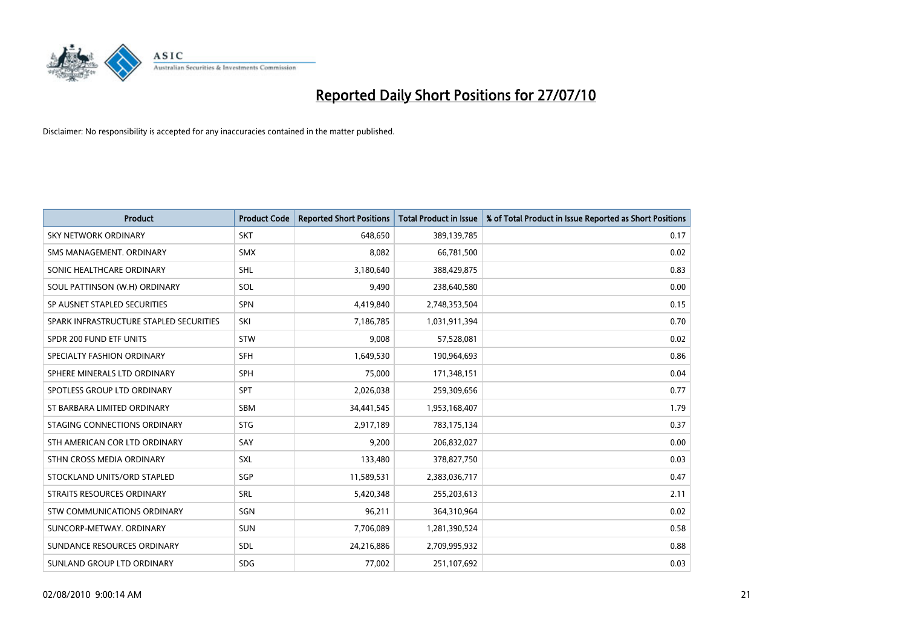# Reported Daily Short Positions for 27/07/10

Disclaimer: No responsibility is accepted for any inaccuracies contained in the matter published.

| Product | Product Code | Reported Short Positions | Total Product in Issue | % of Total Product in Issue Reported as Short Positions |
|---|---|---|---|---|
| SKY NETWORK ORDINARY | SKT | 648,650 | 389,139,785 | 0.17 |
| SMS MANAGEMENT. ORDINARY | SMX | 8,082 | 66,781,500 | 0.02 |
| SONIC HEALTHCARE ORDINARY | SHL | 3,180,640 | 388,429,875 | 0.83 |
| SOUL PATTINSON (W.H) ORDINARY | SOL | 9,490 | 238,640,580 | 0.00 |
| SP AUSNET STAPLED SECURITIES | SPN | 4,419,840 | 2,748,353,504 | 0.15 |
| SPARK INFRASTRUCTURE STAPLED SECURITIES | SKI | 7,186,785 | 1,031,911,394 | 0.70 |
| SPDR 200 FUND ETF UNITS | STW | 9,008 | 57,528,081 | 0.02 |
| SPECIALTY FASHION ORDINARY | SFH | 1,649,530 | 190,964,693 | 0.86 |
| SPHERE MINERALS LTD ORDINARY | SPH | 75,000 | 171,348,151 | 0.04 |
| SPOTLESS GROUP LTD ORDINARY | SPT | 2,026,038 | 259,309,656 | 0.77 |
| ST BARBARA LIMITED ORDINARY | SBM | 34,441,545 | 1,953,168,407 | 1.79 |
| STAGING CONNECTIONS ORDINARY | STG | 2,917,189 | 783,175,134 | 0.37 |
| STH AMERICAN COR LTD ORDINARY | SAY | 9,200 | 206,832,027 | 0.00 |
| STHN CROSS MEDIA ORDINARY | SXL | 133,480 | 378,827,750 | 0.03 |
| STOCKLAND UNITS/ORD STAPLED | SGP | 11,589,531 | 2,383,036,717 | 0.47 |
| STRAITS RESOURCES ORDINARY | SRL | 5,420,348 | 255,203,613 | 2.11 |
| STW COMMUNICATIONS ORDINARY | SGN | 96,211 | 364,310,964 | 0.02 |
| SUNCORP-METWAY. ORDINARY | SUN | 7,706,089 | 1,281,390,524 | 0.58 |
| SUNDANCE RESOURCES ORDINARY | SDL | 24,216,886 | 2,709,995,932 | 0.88 |
| SUNLAND GROUP LTD ORDINARY | SDG | 77,002 | 251,107,692 | 0.03 |

02/08/2010 9:00:14 AM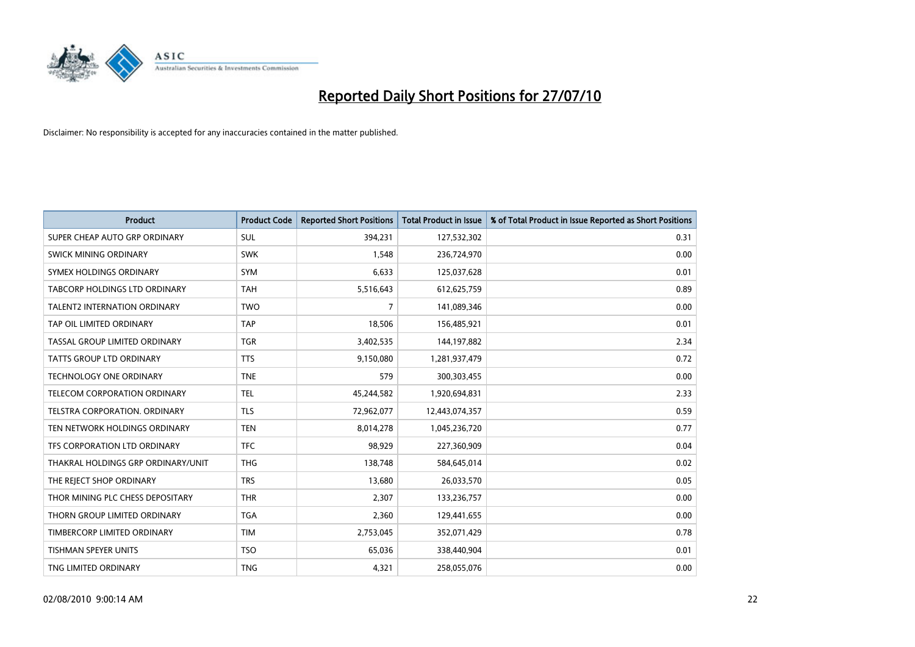# Reported Daily Short Positions for 27/07/10

Disclaimer: No responsibility is accepted for any inaccuracies contained in the matter published.

| Product | Product Code | Reported Short Positions | Total Product in Issue | % of Total Product in Issue Reported as Short Positions |
|---|---|---|---|---|
| SUPER CHEAP AUTO GRP ORDINARY | SUL | 394,231 | 127,532,302 | 0.31 |
| SWICK MINING ORDINARY | SWK | 1,548 | 236,724,970 | 0.00 |
| SYMEX HOLDINGS ORDINARY | SYM | 6,633 | 125,037,628 | 0.01 |
| TABCORP HOLDINGS LTD ORDINARY | TAH | 5,516,643 | 612,625,759 | 0.89 |
| TALENT2 INTERNATION ORDINARY | TWO | 7 | 141,089,346 | 0.00 |
| TAP OIL LIMITED ORDINARY | TAP | 18,506 | 156,485,921 | 0.01 |
| TASSAL GROUP LIMITED ORDINARY | TGR | 3,402,535 | 144,197,882 | 2.34 |
| TATTS GROUP LTD ORDINARY | TTS | 9,150,080 | 1,281,937,479 | 0.72 |
| TECHNOLOGY ONE ORDINARY | TNE | 579 | 300,303,455 | 0.00 |
| TELECOM CORPORATION ORDINARY | TEL | 45,244,582 | 1,920,694,831 | 2.33 |
| TELSTRA CORPORATION. ORDINARY | TLS | 72,962,077 | 12,443,074,357 | 0.59 |
| TEN NETWORK HOLDINGS ORDINARY | TEN | 8,014,278 | 1,045,236,720 | 0.77 |
| TFS CORPORATION LTD ORDINARY | TFC | 98,929 | 227,360,909 | 0.04 |
| THAKRAL HOLDINGS GRP ORDINARY/UNIT | THG | 138,748 | 584,645,014 | 0.02 |
| THE REJECT SHOP ORDINARY | TRS | 13,680 | 26,033,570 | 0.05 |
| THOR MINING PLC CHESS DEPOSITARY | THR | 2,307 | 133,236,757 | 0.00 |
| THORN GROUP LIMITED ORDINARY | TGA | 2,360 | 129,441,655 | 0.00 |
| TIMBERCORP LIMITED ORDINARY | TIM | 2,753,045 | 352,071,429 | 0.78 |
| TISHMAN SPEYER UNITS | TSO | 65,036 | 338,440,904 | 0.01 |
| TNG LIMITED ORDINARY | TNG | 4,321 | 258,055,076 | 0.00 |

02/08/2010 9:00:14 AM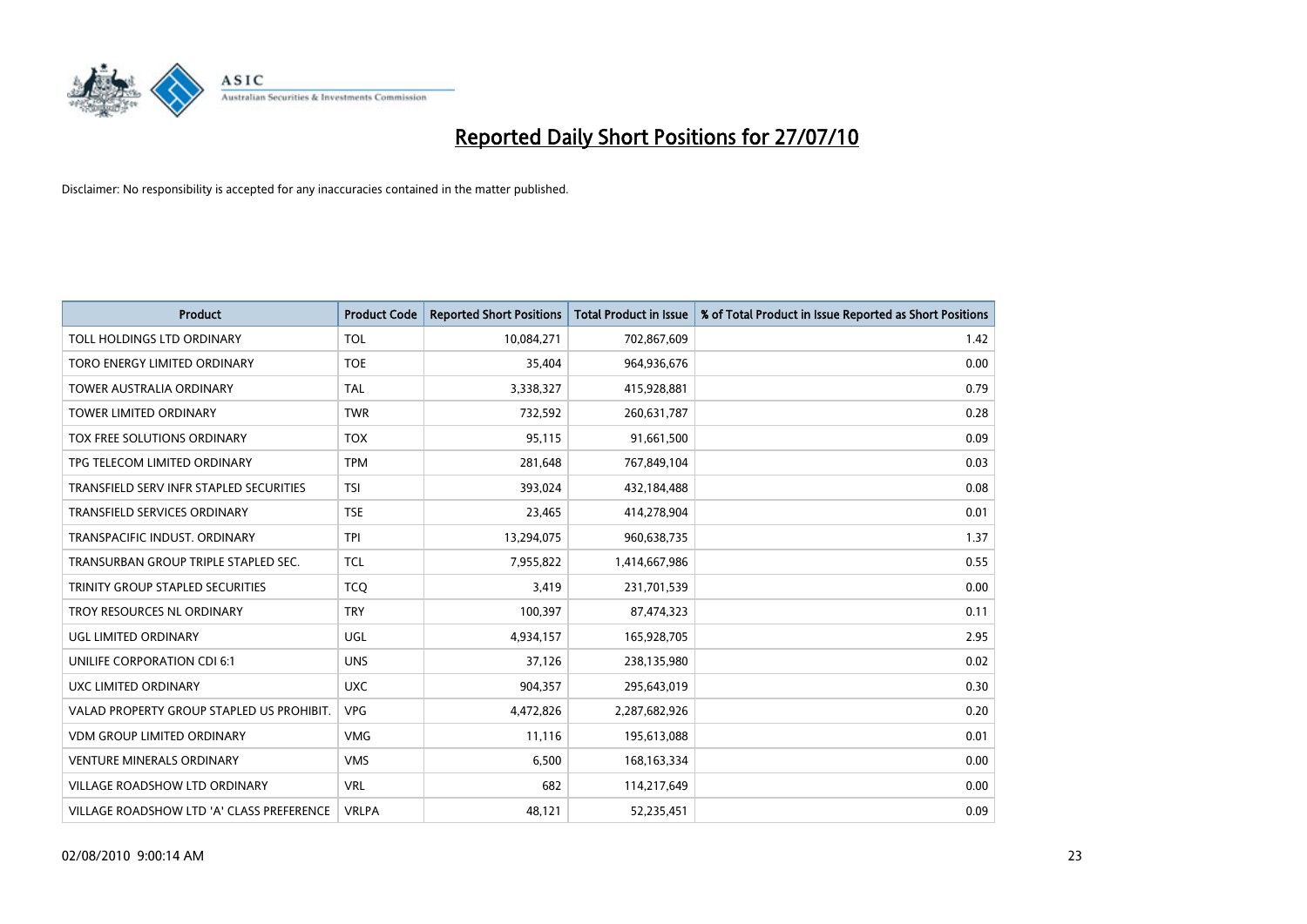# Reported Daily Short Positions for 27/07/10

Disclaimer: No responsibility is accepted for any inaccuracies contained in the matter published.

| Product | Product Code | Reported Short Positions | Total Product in Issue | % of Total Product in Issue Reported as Short Positions |
|---|---|---|---|---|
| TOLL HOLDINGS LTD ORDINARY | TOL | 10,084,271 | 702,867,609 | 1.42 |
| TORO ENERGY LIMITED ORDINARY | TOE | 35,404 | 964,936,676 | 0.00 |
| TOWER AUSTRALIA ORDINARY | TAL | 3,338,327 | 415,928,881 | 0.79 |
| TOWER LIMITED ORDINARY | TWR | 732,592 | 260,631,787 | 0.28 |
| TOX FREE SOLUTIONS ORDINARY | TOX | 95,115 | 91,661,500 | 0.09 |
| TPG TELECOM LIMITED ORDINARY | TPM | 281,648 | 767,849,104 | 0.03 |
| TRANSFIELD SERV INFR STAPLED SECURITIES | TSI | 393,024 | 432,184,488 | 0.08 |
| TRANSFIELD SERVICES ORDINARY | TSE | 23,465 | 414,278,904 | 0.01 |
| TRANSPACIFIC INDUST. ORDINARY | TPI | 13,294,075 | 960,638,735 | 1.37 |
| TRANSURBAN GROUP TRIPLE STAPLED SEC. | TCL | 7,955,822 | 1,414,667,986 | 0.55 |
| TRINITY GROUP STAPLED SECURITIES | TCQ | 3,419 | 231,701,539 | 0.00 |
| TROY RESOURCES NL ORDINARY | TRY | 100,397 | 87,474,323 | 0.11 |
| UGL LIMITED ORDINARY | UGL | 4,934,157 | 165,928,705 | 2.95 |
| UNILIFE CORPORATION CDI 6:1 | UNS | 37,126 | 238,135,980 | 0.02 |
| UXC LIMITED ORDINARY | UXC | 904,357 | 295,643,019 | 0.30 |
| VALAD PROPERTY GROUP STAPLED US PROHIBIT. | VPG | 4,472,826 | 2,287,682,926 | 0.20 |
| VDM GROUP LIMITED ORDINARY | VMG | 11,116 | 195,613,088 | 0.01 |
| VENTURE MINERALS ORDINARY | VMS | 6,500 | 168,163,334 | 0.00 |
| VILLAGE ROADSHOW LTD ORDINARY | VRL | 682 | 114,217,649 | 0.00 |
| VILLAGE ROADSHOW LTD 'A' CLASS PREFERENCE | VRLPA | 48,121 | 52,235,451 | 0.09 |

02/08/2010 9:00:14 AM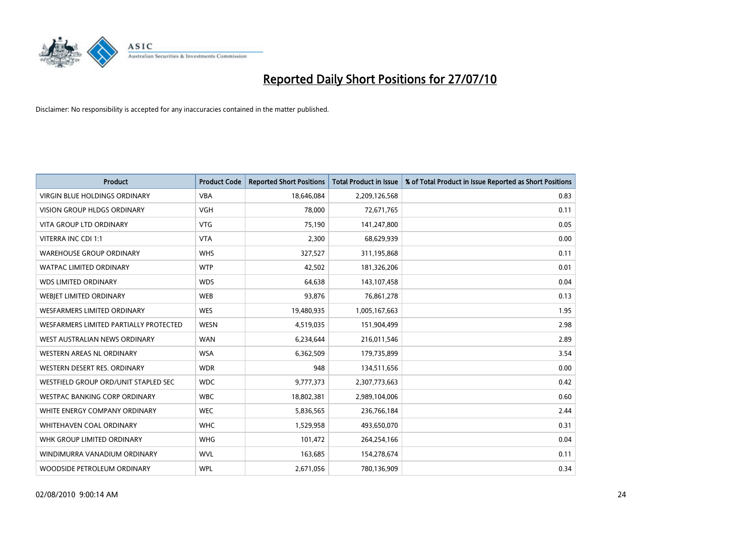# Reported Daily Short Positions for 27/07/10

Disclaimer: No responsibility is accepted for any inaccuracies contained in the matter published.

| Product | Product Code | Reported Short Positions | Total Product in Issue | % of Total Product in Issue Reported as Short Positions |
|---|---|---|---|---|
| VIRGIN BLUE HOLDINGS ORDINARY | VBA | 18,646,084 | 2,209,126,568 | 0.83 |
| VISION GROUP HLDGS ORDINARY | VGH | 78,000 | 72,671,765 | 0.11 |
| VITA GROUP LTD ORDINARY | VTG | 75,190 | 141,247,800 | 0.05 |
| VITERRA INC CDI 1:1 | VTA | 2,300 | 68,629,939 | 0.00 |
| WAREHOUSE GROUP ORDINARY | WHS | 327,527 | 311,195,868 | 0.11 |
| WATPAC LIMITED ORDINARY | WTP | 42,502 | 181,326,206 | 0.01 |
| WDS LIMITED ORDINARY | WDS | 64,638 | 143,107,458 | 0.04 |
| WEBJET LIMITED ORDINARY | WEB | 93,876 | 76,861,278 | 0.13 |
| WESFARMERS LIMITED ORDINARY | WES | 19,480,935 | 1,005,167,663 | 1.95 |
| WESFARMERS LIMITED PARTIALLY PROTECTED | WESN | 4,519,035 | 151,904,499 | 2.98 |
| WEST AUSTRALIAN NEWS ORDINARY | WAN | 6,234,644 | 216,011,546 | 2.89 |
| WESTERN AREAS NL ORDINARY | WSA | 6,362,509 | 179,735,899 | 3.54 |
| WESTERN DESERT RES. ORDINARY | WDR | 948 | 134,511,656 | 0.00 |
| WESTFIELD GROUP ORD/UNIT STAPLED SEC | WDC | 9,777,373 | 2,307,773,663 | 0.42 |
| WESTPAC BANKING CORP ORDINARY | WBC | 18,802,381 | 2,989,104,006 | 0.60 |
| WHITE ENERGY COMPANY ORDINARY | WEC | 5,836,565 | 236,766,184 | 2.44 |
| WHITEHAVEN COAL ORDINARY | WHC | 1,529,958 | 493,650,070 | 0.31 |
| WHK GROUP LIMITED ORDINARY | WHG | 101,472 | 264,254,166 | 0.04 |
| WINDIMURRA VANADIUM ORDINARY | WVL | 163,685 | 154,278,674 | 0.11 |
| WOODSIDE PETROLEUM ORDINARY | WPL | 2,671,056 | 780,136,909 | 0.34 |

02/08/2010 9:00:14 AM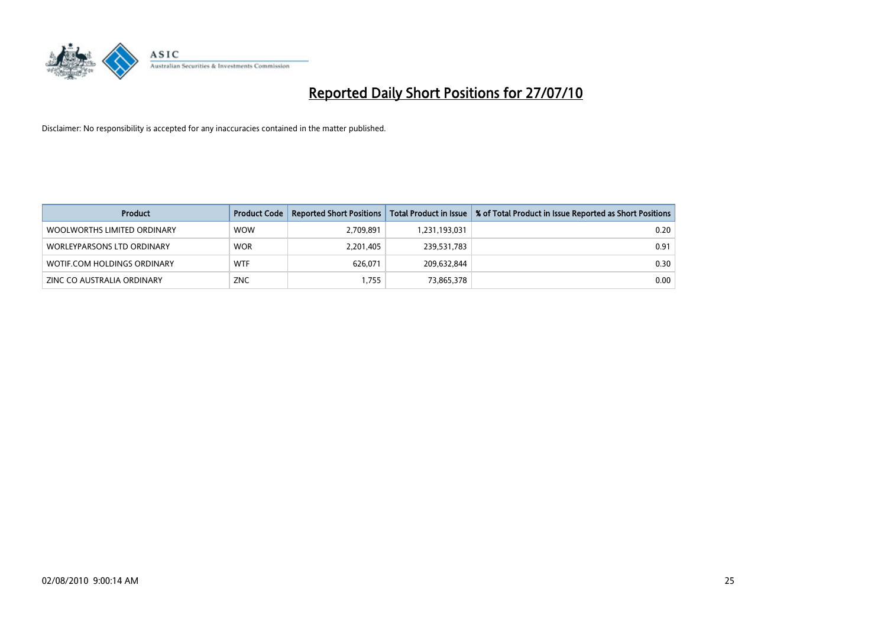# Reported Daily Short Positions for 27/07/10

Disclaimer: No responsibility is accepted for any inaccuracies contained in the matter published.

| Product | Product Code | Reported Short Positions | Total Product in Issue | % of Total Product in Issue Reported as Short Positions |
|---|---|---|---|---|
| WOOLWORTHS LIMITED ORDINARY | WOW | 2,709,891 | 1,231,193,031 | 0.20 |
| WORLEYPARSONS LTD ORDINARY | WOR | 2,201,405 | 239,531,783 | 0.91 |
| WOTIF.COM HOLDINGS ORDINARY | WTF | 626,071 | 209,632,844 | 0.30 |
| ZINC CO AUSTRALIA ORDINARY | ZNC | 1,755 | 73,865,378 | 0.00 |